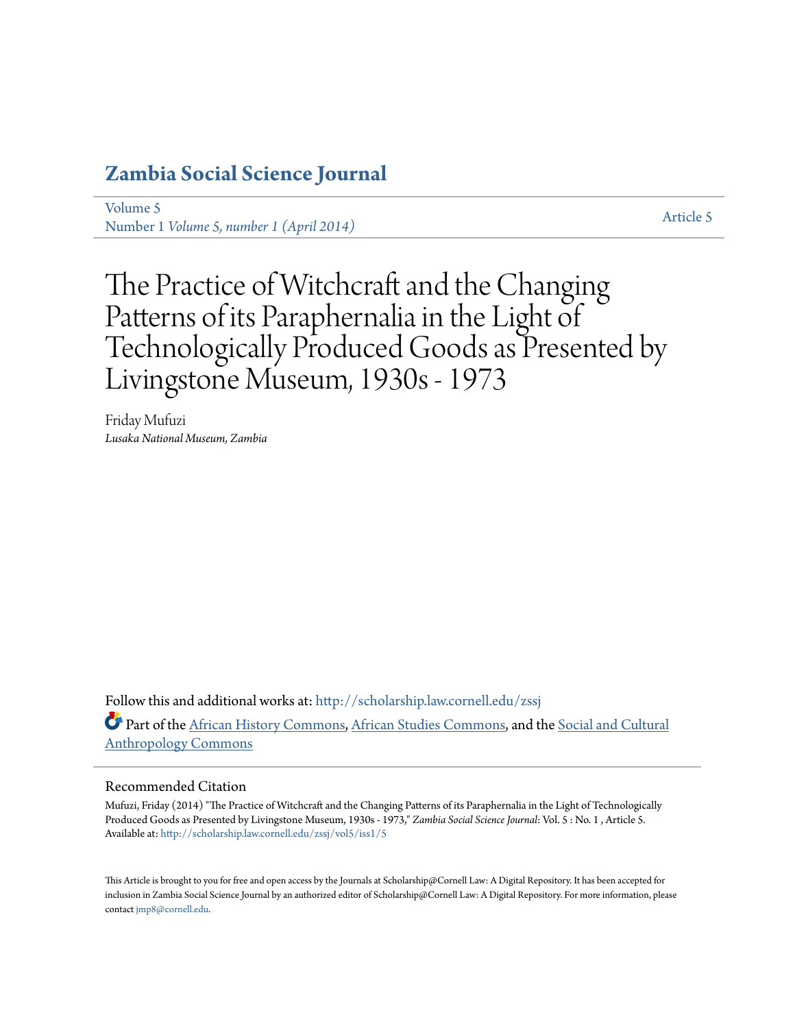# Zambia Social Science Journal

Volume 5
Number 1 *Volume 5, number 1 (April 2014)*

Article 5

# The Practice of Witchcraft and the Changing Patterns of its Paraphernalia in the Light of Technologically Produced Goods as Presented by Livingstone Museum, 1930s - 1973

Friday Mufuzi
*Lusaka National Museum, Zambia*

Follow this and additional works at: http://scholarship.law.cornell.edu/zssj

Part of the African History Commons, African Studies Commons, and the Social and Cultural Anthropology Commons

## Recommended Citation

Mufuzi, Friday (2014) "The Practice of Witchcraft and the Changing Patterns of its Paraphernalia in the Light of Technologically Produced Goods as Presented by Livingstone Museum, 1930s - 1973," *Zambia Social Science Journal*: Vol. 5 : No. 1 , Article 5.
Available at: http://scholarship.law.cornell.edu/zssj/vol5/iss1/5

This Article is brought to you for free and open access by the Journals at Scholarship@Cornell Law: A Digital Repository. It has been accepted for inclusion in Zambia Social Science Journal by an authorized editor of Scholarship@Cornell Law: A Digital Repository. For more information, please contact jmp8@cornell.edu.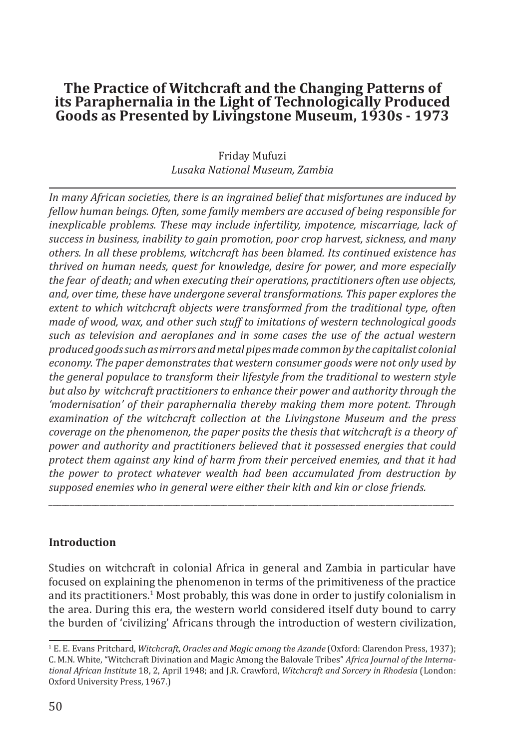# The Practice of Witchcraft and the Changing Patterns of its Paraphernalia in the Light of Technologically Produced Goods as Presented by Livingstone Museum, 1930s - 1973

Friday Mufuzi
*Lusaka National Museum, Zambia*

*In many African societies, there is an ingrained belief that misfortunes are induced by fellow human beings. Often, some family members are accused of being responsible for inexplicable problems. These may include infertility, impotence, miscarriage, lack of success in business, inability to gain promotion, poor crop harvest, sickness, and many others. In all these problems, witchcraft has been blamed. Its continued existence has thrived on human needs, quest for knowledge, desire for power, and more especially the fear of death; and when executing their operations, practitioners often use objects, and, over time, these have undergone several transformations. This paper explores the extent to which witchcraft objects were transformed from the traditional type, often made of wood, wax, and other such stuff to imitations of western technological goods such as television and aeroplanes and in some cases the use of the actual western produced goods such as mirrors and metal pipes made common by the capitalist colonial economy. The paper demonstrates that western consumer goods were not only used by the general populace to transform their lifestyle from the traditional to western style but also by witchcraft practitioners to enhance their power and authority through the 'modernisation' of their paraphernalia thereby making them more potent. Through examination of the witchcraft collection at the Livingstone Museum and the press coverage on the phenomenon, the paper posits the thesis that witchcraft is a theory of power and authority and practitioners believed that it possessed energies that could protect them against any kind of harm from their perceived enemies, and that it had the power to protect whatever wealth had been accumulated from destruction by supposed enemies who in general were either their kith and kin or close friends.*

## Introduction

Studies on witchcraft in colonial Africa in general and Zambia in particular have focused on explaining the phenomenon in terms of the primitiveness of the practice and its practitioners.[1] Most probably, this was done in order to justify colonialism in the area. During this era, the western world considered itself duty bound to carry the burden of 'civilizing' Africans through the introduction of western civilization,

[1] E. E. Evans Pritchard, *Witchcraft, Oracles and Magic among the Azande* (Oxford: Clarendon Press, 1937); C. M.N. White, "Witchcraft Divination and Magic Among the Balovale Tribes" *Africa Journal of the International African Institute* 18, 2, April 1948; and J.R. Crawford, *Witchcraft and Sorcery in Rhodesia* (London: Oxford University Press, 1967.)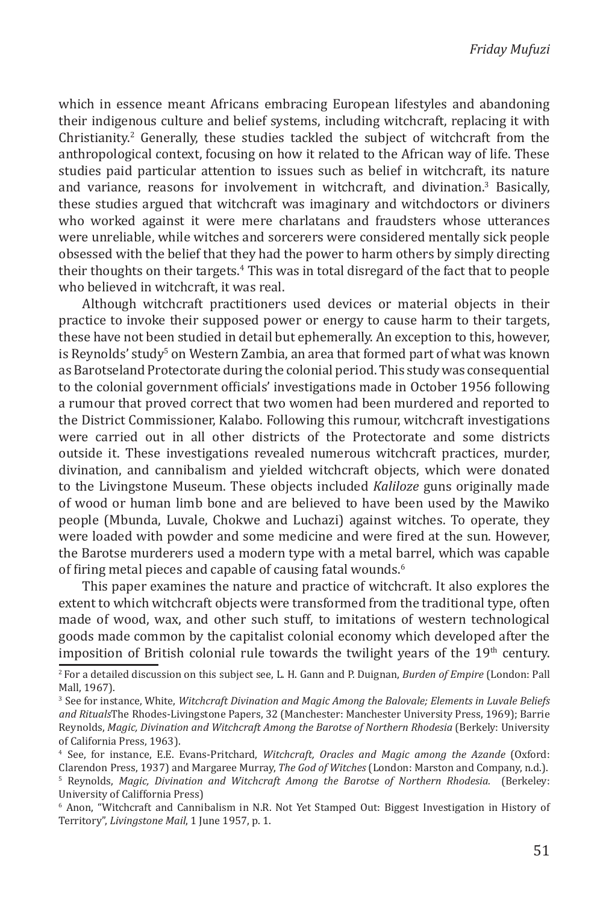which in essence meant Africans embracing European lifestyles and abandoning their indigenous culture and belief systems, including witchcraft, replacing it with Christianity.[2] Generally, these studies tackled the subject of witchcraft from the anthropological context, focusing on how it related to the African way of life. These studies paid particular attention to issues such as belief in witchcraft, its nature and variance, reasons for involvement in witchcraft, and divination.[3] Basically, these studies argued that witchcraft was imaginary and witchdoctors or diviners who worked against it were mere charlatans and fraudsters whose utterances were unreliable, while witches and sorcerers were considered mentally sick people obsessed with the belief that they had the power to harm others by simply directing their thoughts on their targets.[4] This was in total disregard of the fact that to people who believed in witchcraft, it was real.

Although witchcraft practitioners used devices or material objects in their practice to invoke their supposed power or energy to cause harm to their targets, these have not been studied in detail but ephemerally. An exception to this, however, is Reynolds' study[5] on Western Zambia, an area that formed part of what was known as Barotseland Protectorate during the colonial period. This study was consequential to the colonial government officials' investigations made in October 1956 following a rumour that proved correct that two women had been murdered and reported to the District Commissioner, Kalabo. Following this rumour, witchcraft investigations were carried out in all other districts of the Protectorate and some districts outside it. These investigations revealed numerous witchcraft practices, murder, divination, and cannibalism and yielded witchcraft objects, which were donated to the Livingstone Museum. These objects included *Kaliloze* guns originally made of wood or human limb bone and are believed to have been used by the Mawiko people (Mbunda, Luvale, Chokwe and Luchazi) against witches. To operate, they were loaded with powder and some medicine and were fired at the sun. However, the Barotse murderers used a modern type with a metal barrel, which was capable of firing metal pieces and capable of causing fatal wounds.[6]

This paper examines the nature and practice of witchcraft. It also explores the extent to which witchcraft objects were transformed from the traditional type, often made of wood, wax, and other such stuff, to imitations of western technological goods made common by the capitalist colonial economy which developed after the imposition of British colonial rule towards the twilight years of the 19th century.

---

[2] For a detailed discussion on this subject see, L. H. Gann and P. Duignan, *Burden of Empire* (London: Pall Mall, 1967).

[3] See for instance, White, *Witchcraft Divination and Magic Among the Balovale; Elements in Luvale Beliefs and Rituals*The Rhodes-Livingstone Papers, 32 (Manchester: Manchester University Press, 1969); Barrie Reynolds, *Magic, Divination and Witchcraft Among the Barotse of Northern Rhodesia* (Berkely: University of California Press, 1963).

[4] See, for instance, E.E. Evans-Pritchard, *Witchcraft, Oracles and Magic among the Azande* (Oxford: Clarendon Press, 1937) and Margaree Murray, *The God of Witches* (London: Marston and Company, n.d.).

[5] Reynolds, *Magic, Divination and Witchcraft Among the Barotse of Northern Rhodesia.* (Berkeley: University of Califfornia Press)

[6] Anon, "Witchcraft and Cannibalism in N.R. Not Yet Stamped Out: Biggest Investigation in History of Territory", *Livingstone Mail*, 1 June 1957, p. 1.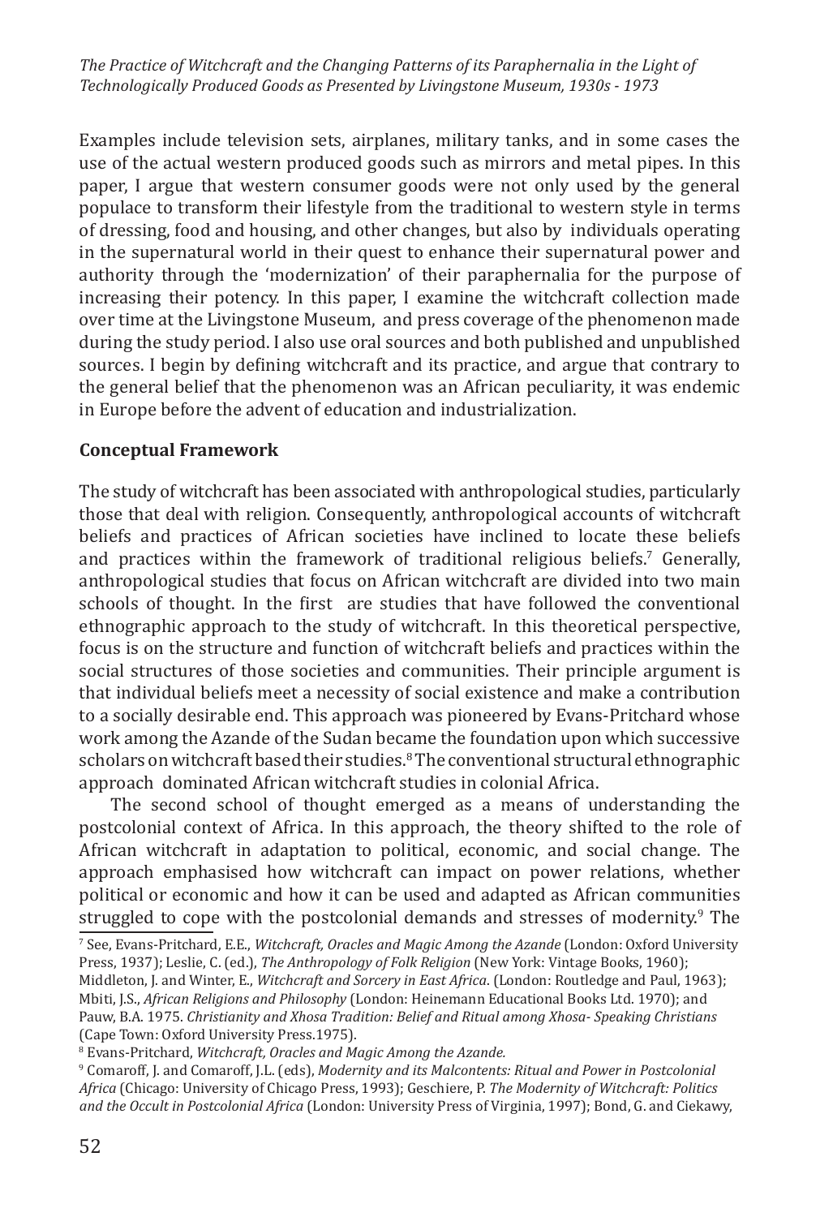Examples include television sets, airplanes, military tanks, and in some cases the use of the actual western produced goods such as mirrors and metal pipes. In this paper, I argue that western consumer goods were not only used by the general populace to transform their lifestyle from the traditional to western style in terms of dressing, food and housing, and other changes, but also by individuals operating in the supernatural world in their quest to enhance their supernatural power and authority through the 'modernization' of their paraphernalia for the purpose of increasing their potency. In this paper, I examine the witchcraft collection made over time at the Livingstone Museum, and press coverage of the phenomenon made during the study period. I also use oral sources and both published and unpublished sources. I begin by defining witchcraft and its practice, and argue that contrary to the general belief that the phenomenon was an African peculiarity, it was endemic in Europe before the advent of education and industrialization.

**Conceptual Framework**

The study of witchcraft has been associated with anthropological studies, particularly those that deal with religion. Consequently, anthropological accounts of witchcraft beliefs and practices of African societies have inclined to locate these beliefs and practices within the framework of traditional religious beliefs.[7] Generally, anthropological studies that focus on African witchcraft are divided into two main schools of thought. In the first are studies that have followed the conventional ethnographic approach to the study of witchcraft. In this theoretical perspective, focus is on the structure and function of witchcraft beliefs and practices within the social structures of those societies and communities. Their principle argument is that individual beliefs meet a necessity of social existence and make a contribution to a socially desirable end. This approach was pioneered by Evans-Pritchard whose work among the Azande of the Sudan became the foundation upon which successive scholars on witchcraft based their studies.[8] The conventional structural ethnographic approach dominated African witchcraft studies in colonial Africa.

The second school of thought emerged as a means of understanding the postcolonial context of Africa. In this approach, the theory shifted to the role of African witchcraft in adaptation to political, economic, and social change. The approach emphasised how witchcraft can impact on power relations, whether political or economic and how it can be used and adapted as African communities struggled to cope with the postcolonial demands and stresses of modernity.[9] The

[7] See, Evans-Pritchard, E.E., *Witchcraft, Oracles and Magic Among the Azande* (London: Oxford University Press, 1937); Leslie, C. (ed.), *The Anthropology of Folk Religion* (New York: Vintage Books, 1960); Middleton, J. and Winter, E., *Witchcraft and Sorcery in East Africa*. (London: Routledge and Paul, 1963); Mbiti, J.S., *African Religions and Philosophy* (London: Heinemann Educational Books Ltd. 1970); and Pauw, B.A. 1975. *Christianity and Xhosa Tradition: Belief and Ritual among Xhosa- Speaking Christians* (Cape Town: Oxford University Press.1975).

[8] Evans-Pritchard, *Witchcraft, Oracles and Magic Among the Azande.*

[9] Comaroff, J. and Comaroff, J.L. (eds), *Modernity and its Malcontents: Ritual and Power in Postcolonial Africa* (Chicago: University of Chicago Press, 1993); Geschiere, P. *The Modernity of Witchcraft: Politics and the Occult in Postcolonial Africa* (London: University Press of Virginia, 1997); Bond, G. and Ciekawy,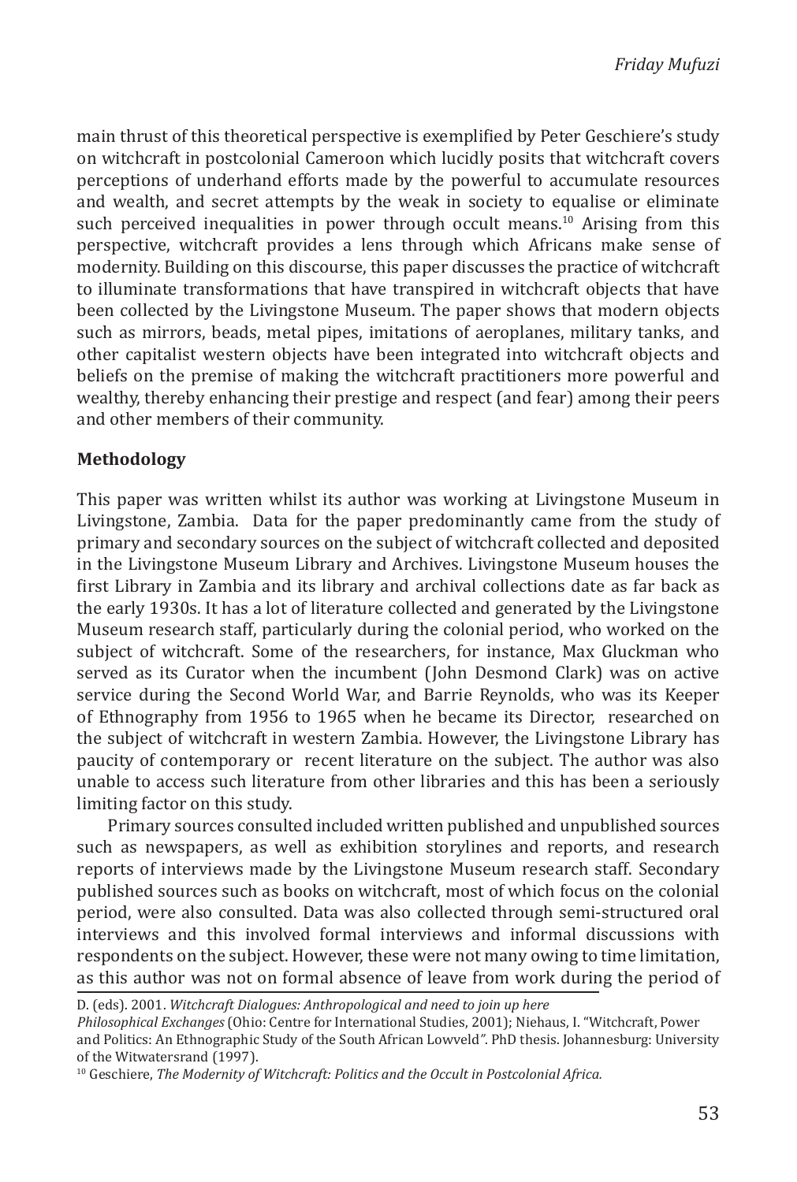main thrust of this theoretical perspective is exemplified by Peter Geschiere's study on witchcraft in postcolonial Cameroon which lucidly posits that witchcraft covers perceptions of underhand efforts made by the powerful to accumulate resources and wealth, and secret attempts by the weak in society to equalise or eliminate such perceived inequalities in power through occult means.[10] Arising from this perspective, witchcraft provides a lens through which Africans make sense of modernity. Building on this discourse, this paper discusses the practice of witchcraft to illuminate transformations that have transpired in witchcraft objects that have been collected by the Livingstone Museum. The paper shows that modern objects such as mirrors, beads, metal pipes, imitations of aeroplanes, military tanks, and other capitalist western objects have been integrated into witchcraft objects and beliefs on the premise of making the witchcraft practitioners more powerful and wealthy, thereby enhancing their prestige and respect (and fear) among their peers and other members of their community.

**Methodology**

This paper was written whilst its author was working at Livingstone Museum in Livingstone, Zambia. Data for the paper predominantly came from the study of primary and secondary sources on the subject of witchcraft collected and deposited in the Livingstone Museum Library and Archives. Livingstone Museum houses the first Library in Zambia and its library and archival collections date as far back as the early 1930s. It has a lot of literature collected and generated by the Livingstone Museum research staff, particularly during the colonial period, who worked on the subject of witchcraft. Some of the researchers, for instance, Max Gluckman who served as its Curator when the incumbent (John Desmond Clark) was on active service during the Second World War, and Barrie Reynolds, who was its Keeper of Ethnography from 1956 to 1965 when he became its Director, researched on the subject of witchcraft in western Zambia. However, the Livingstone Library has paucity of contemporary or recent literature on the subject. The author was also unable to access such literature from other libraries and this has been a seriously limiting factor on this study.

Primary sources consulted included written published and unpublished sources such as newspapers, as well as exhibition storylines and reports, and research reports of interviews made by the Livingstone Museum research staff. Secondary published sources such as books on witchcraft, most of which focus on the colonial period, were also consulted. Data was also collected through semi-structured oral interviews and this involved formal interviews and informal discussions with respondents on the subject. However, these were not many owing to time limitation, as this author was not on formal absence of leave from work during the period of

D. (eds). 2001. *Witchcraft Dialogues: Anthropological and need to join up here Philosophical Exchanges* (Ohio: Centre for International Studies, 2001); Niehaus, I. "Witchcraft, Power and Politics: An Ethnographic Study of the South African Lowveld". PhD thesis. Johannesburg: University of the Witwatersrand (1997).

[10] Geschiere, *The Modernity of Witchcraft: Politics and the Occult in Postcolonial Africa.*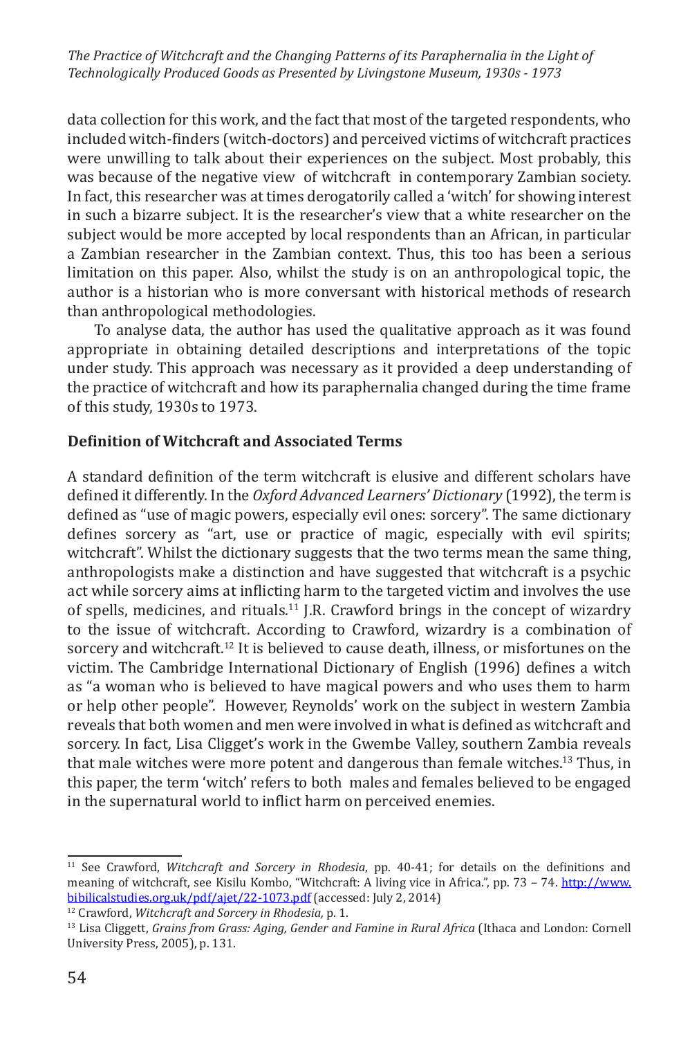data collection for this work, and the fact that most of the targeted respondents, who included witch-finders (witch-doctors) and perceived victims of witchcraft practices were unwilling to talk about their experiences on the subject. Most probably, this was because of the negative view of witchcraft in contemporary Zambian society. In fact, this researcher was at times derogatorily called a 'witch' for showing interest in such a bizarre subject. It is the researcher's view that a white researcher on the subject would be more accepted by local respondents than an African, in particular a Zambian researcher in the Zambian context. Thus, this too has been a serious limitation on this paper. Also, whilst the study is on an anthropological topic, the author is a historian who is more conversant with historical methods of research than anthropological methodologies.

To analyse data, the author has used the qualitative approach as it was found appropriate in obtaining detailed descriptions and interpretations of the topic under study. This approach was necessary as it provided a deep understanding of the practice of witchcraft and how its paraphernalia changed during the time frame of this study, 1930s to 1973.

**Definition of Witchcraft and Associated Terms**

A standard definition of the term witchcraft is elusive and different scholars have defined it differently. In the *Oxford Advanced Learners' Dictionary* (1992), the term is defined as "use of magic powers, especially evil ones: sorcery". The same dictionary defines sorcery as "art, use or practice of magic, especially with evil spirits; witchcraft". Whilst the dictionary suggests that the two terms mean the same thing, anthropologists make a distinction and have suggested that witchcraft is a psychic act while sorcery aims at inflicting harm to the targeted victim and involves the use of spells, medicines, and rituals.[11] J.R. Crawford brings in the concept of wizardry to the issue of witchcraft. According to Crawford, wizardry is a combination of sorcery and witchcraft.[12] It is believed to cause death, illness, or misfortunes on the victim. The Cambridge International Dictionary of English (1996) defines a witch as "a woman who is believed to have magical powers and who uses them to harm or help other people". However, Reynolds' work on the subject in western Zambia reveals that both women and men were involved in what is defined as witchcraft and sorcery. In fact, Lisa Cligget's work in the Gwembe Valley, southern Zambia reveals that male witches were more potent and dangerous than female witches.[13] Thus, in this paper, the term 'witch' refers to both males and females believed to be engaged in the supernatural world to inflict harm on perceived enemies.

---

[11] See Crawford, *Witchcraft and Sorcery in Rhodesia*, pp. 40-41; for details on the definitions and meaning of witchcraft, see Kisilu Kombo, "Witchcraft: A living vice in Africa.", pp. 73 – 74. http://www.bibilicalstudies.org.uk/pdf/ajet/22-1073.pdf (accessed: July 2, 2014)

[12] Crawford, *Witchcraft and Sorcery in Rhodesia,* p. 1.

[13] Lisa Cliggett, *Grains from Grass: Aging, Gender and Famine in Rural Africa* (Ithaca and London: Cornell University Press, 2005), p. 131.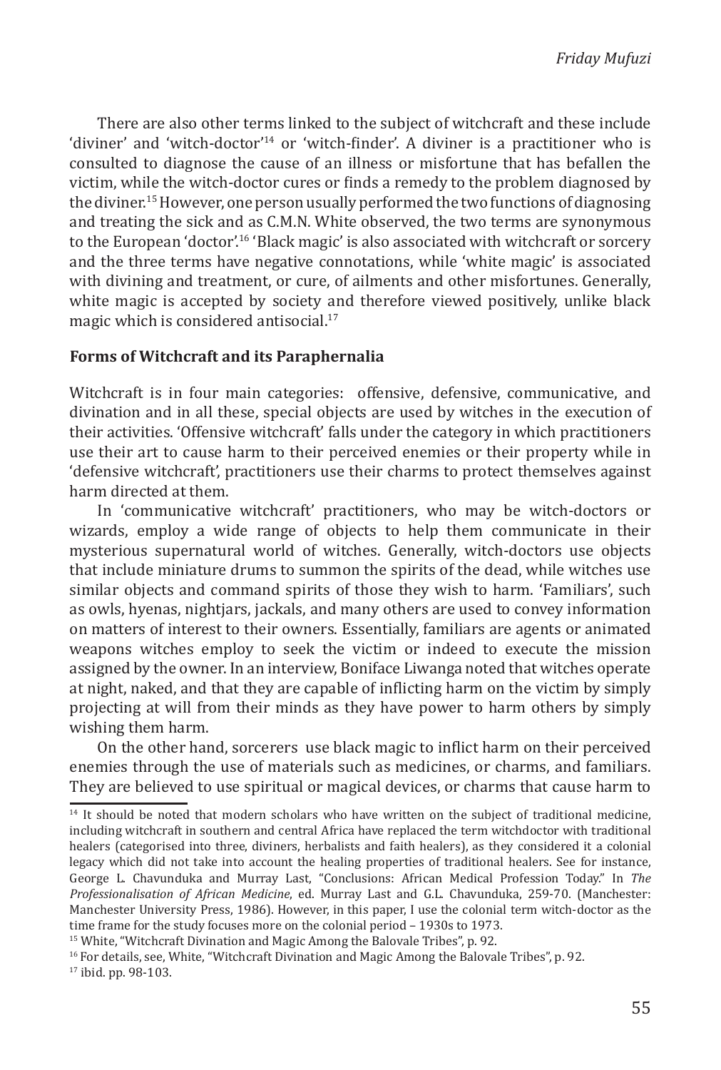There are also other terms linked to the subject of witchcraft and these include 'diviner' and 'witch-doctor'[14] or 'witch-finder'. A diviner is a practitioner who is consulted to diagnose the cause of an illness or misfortune that has befallen the victim, while the witch-doctor cures or finds a remedy to the problem diagnosed by the diviner.[15] However, one person usually performed the two functions of diagnosing and treating the sick and as C.M.N. White observed, the two terms are synonymous to the European 'doctor'.[16] 'Black magic' is also associated with witchcraft or sorcery and the three terms have negative connotations, while 'white magic' is associated with divining and treatment, or cure, of ailments and other misfortunes. Generally, white magic is accepted by society and therefore viewed positively, unlike black magic which is considered antisocial.[17]

**Forms of Witchcraft and its Paraphernalia**

Witchcraft is in four main categories: offensive, defensive, communicative, and divination and in all these, special objects are used by witches in the execution of their activities. 'Offensive witchcraft' falls under the category in which practitioners use their art to cause harm to their perceived enemies or their property while in 'defensive witchcraft', practitioners use their charms to protect themselves against harm directed at them.

In 'communicative witchcraft' practitioners, who may be witch-doctors or wizards, employ a wide range of objects to help them communicate in their mysterious supernatural world of witches. Generally, witch-doctors use objects that include miniature drums to summon the spirits of the dead, while witches use similar objects and command spirits of those they wish to harm. 'Familiars', such as owls, hyenas, nightjars, jackals, and many others are used to convey information on matters of interest to their owners. Essentially, familiars are agents or animated weapons witches employ to seek the victim or indeed to execute the mission assigned by the owner. In an interview, Boniface Liwanga noted that witches operate at night, naked, and that they are capable of inflicting harm on the victim by simply projecting at will from their minds as they have power to harm others by simply wishing them harm.

On the other hand, sorcerers use black magic to inflict harm on their perceived enemies through the use of materials such as medicines, or charms, and familiars. They are believed to use spiritual or magical devices, or charms that cause harm to

---

[14] It should be noted that modern scholars who have written on the subject of traditional medicine, including witchcraft in southern and central Africa have replaced the term witchdoctor with traditional healers (categorised into three, diviners, herbalists and faith healers), as they considered it a colonial legacy which did not take into account the healing properties of traditional healers. See for instance, George L. Chavunduka and Murray Last, "Conclusions: African Medical Profession Today." In *The Professionalisation of African Medicine*, ed. Murray Last and G.L. Chavunduka, 259-70. (Manchester: Manchester University Press, 1986). However, in this paper, I use the colonial term witch-doctor as the time frame for the study focuses more on the colonial period – 1930s to 1973.

[15] White, "Witchcraft Divination and Magic Among the Balovale Tribes", p. 92.

[16] For details, see, White, "Witchcraft Divination and Magic Among the Balovale Tribes", p. 92.

[17] ibid. pp. 98-103.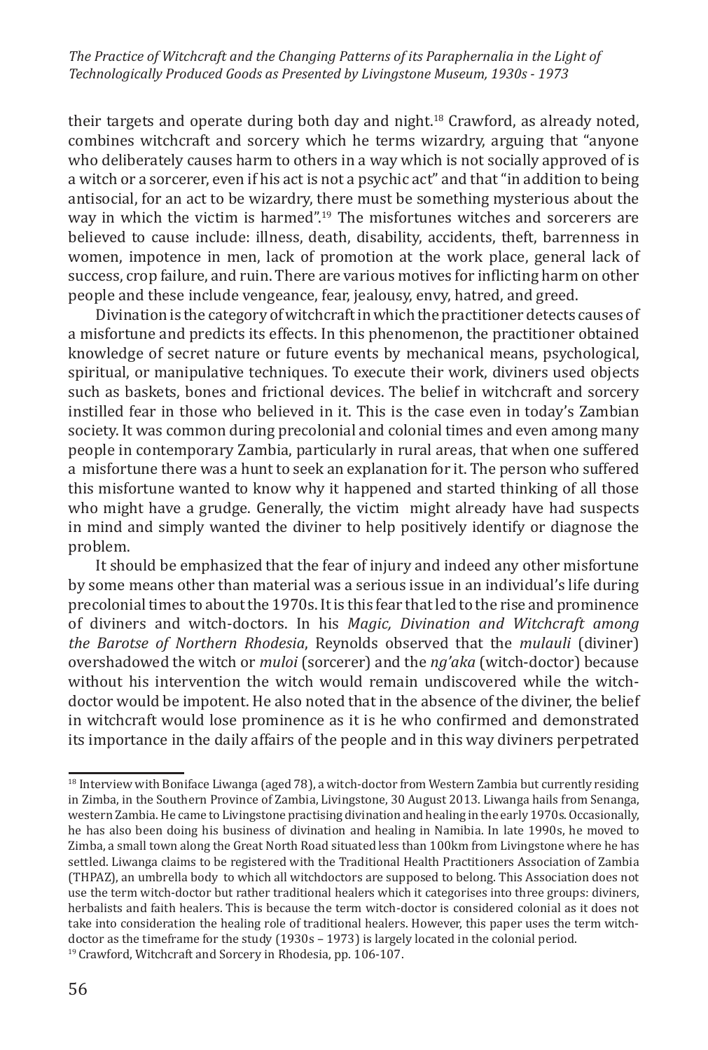their targets and operate during both day and night.[18] Crawford, as already noted, combines witchcraft and sorcery which he terms wizardry, arguing that "anyone who deliberately causes harm to others in a way which is not socially approved of is a witch or a sorcerer, even if his act is not a psychic act" and that "in addition to being antisocial, for an act to be wizardry, there must be something mysterious about the way in which the victim is harmed".[19] The misfortunes witches and sorcerers are believed to cause include: illness, death, disability, accidents, theft, barrenness in women, impotence in men, lack of promotion at the work place, general lack of success, crop failure, and ruin. There are various motives for inflicting harm on other people and these include vengeance, fear, jealousy, envy, hatred, and greed.

Divination is the category of witchcraft in which the practitioner detects causes of a misfortune and predicts its effects. In this phenomenon, the practitioner obtained knowledge of secret nature or future events by mechanical means, psychological, spiritual, or manipulative techniques. To execute their work, diviners used objects such as baskets, bones and frictional devices. The belief in witchcraft and sorcery instilled fear in those who believed in it. This is the case even in today's Zambian society. It was common during precolonial and colonial times and even among many people in contemporary Zambia, particularly in rural areas, that when one suffered a misfortune there was a hunt to seek an explanation for it. The person who suffered this misfortune wanted to know why it happened and started thinking of all those who might have a grudge. Generally, the victim might already have had suspects in mind and simply wanted the diviner to help positively identify or diagnose the problem.

It should be emphasized that the fear of injury and indeed any other misfortune by some means other than material was a serious issue in an individual's life during precolonial times to about the 1970s. It is this fear that led to the rise and prominence of diviners and witch-doctors. In his *Magic, Divination and Witchcraft among the Barotse of Northern Rhodesia*, Reynolds observed that the *mulauli* (diviner) overshadowed the witch or *muloi* (sorcerer) and the *ng'aka* (witch-doctor) because without his intervention the witch would remain undiscovered while the witch-doctor would be impotent. He also noted that in the absence of the diviner, the belief in witchcraft would lose prominence as it is he who confirmed and demonstrated its importance in the daily affairs of the people and in this way diviners perpetrated

---

[18] Interview with Boniface Liwanga (aged 78), a witch-doctor from Western Zambia but currently residing in Zimba, in the Southern Province of Zambia, Livingstone, 30 August 2013. Liwanga hails from Senanga, western Zambia. He came to Livingstone practising divination and healing in the early 1970s. Occasionally, he has also been doing his business of divination and healing in Namibia. In late 1990s, he moved to Zimba, a small town along the Great North Road situated less than 100km from Livingstone where he has settled. Liwanga claims to be registered with the Traditional Health Practitioners Association of Zambia (THPAZ), an umbrella body to which all witchdoctors are supposed to belong. This Association does not use the term witch-doctor but rather traditional healers which it categorises into three groups: diviners, herbalists and faith healers. This is because the term witch-doctor is considered colonial as it does not take into consideration the healing role of traditional healers. However, this paper uses the term witch-doctor as the timeframe for the study (1930s – 1973) is largely located in the colonial period.

[19] Crawford, Witchcraft and Sorcery in Rhodesia, pp. 106-107.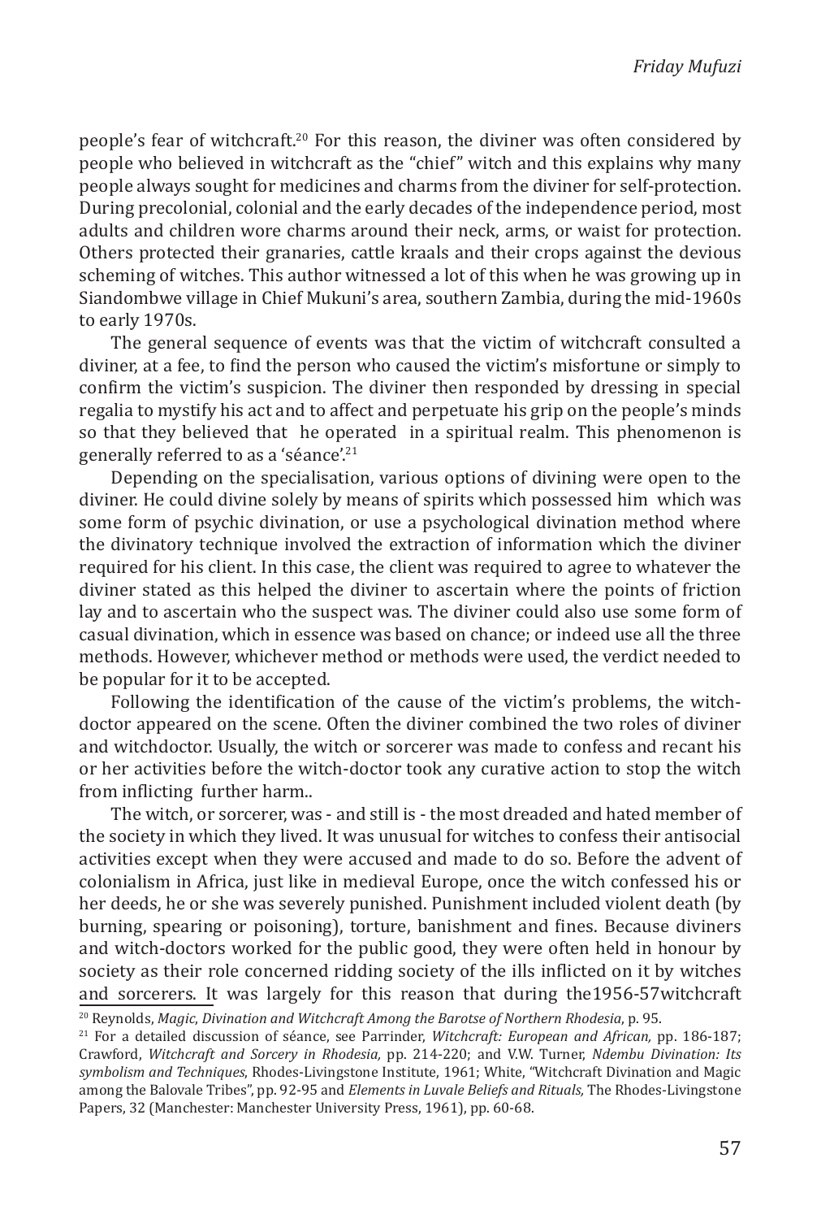people's fear of witchcraft.[20] For this reason, the diviner was often considered by people who believed in witchcraft as the "chief" witch and this explains why many people always sought for medicines and charms from the diviner for self-protection. During precolonial, colonial and the early decades of the independence period, most adults and children wore charms around their neck, arms, or waist for protection. Others protected their granaries, cattle kraals and their crops against the devious scheming of witches. This author witnessed a lot of this when he was growing up in Siandombwe village in Chief Mukuni's area, southern Zambia, during the mid-1960s to early 1970s.

The general sequence of events was that the victim of witchcraft consulted a diviner, at a fee, to find the person who caused the victim's misfortune or simply to confirm the victim's suspicion. The diviner then responded by dressing in special regalia to mystify his act and to affect and perpetuate his grip on the people's minds so that they believed that he operated in a spiritual realm. This phenomenon is generally referred to as a 'séance'.[21]

Depending on the specialisation, various options of divining were open to the diviner. He could divine solely by means of spirits which possessed him which was some form of psychic divination, or use a psychological divination method where the divinatory technique involved the extraction of information which the diviner required for his client. In this case, the client was required to agree to whatever the diviner stated as this helped the diviner to ascertain where the points of friction lay and to ascertain who the suspect was. The diviner could also use some form of casual divination, which in essence was based on chance; or indeed use all the three methods. However, whichever method or methods were used, the verdict needed to be popular for it to be accepted.

Following the identification of the cause of the victim's problems, the witch-doctor appeared on the scene. Often the diviner combined the two roles of diviner and witchdoctor. Usually, the witch or sorcerer was made to confess and recant his or her activities before the witch-doctor took any curative action to stop the witch from inflicting further harm..

The witch, or sorcerer, was - and still is - the most dreaded and hated member of the society in which they lived. It was unusual for witches to confess their antisocial activities except when they were accused and made to do so. Before the advent of colonialism in Africa, just like in medieval Europe, once the witch confessed his or her deeds, he or she was severely punished. Punishment included violent death (by burning, spearing or poisoning), torture, banishment and fines. Because diviners and witch-doctors worked for the public good, they were often held in honour by society as their role concerned ridding society of the ills inflicted on it by witches and sorcerers. It was largely for this reason that during the1956-57witchcraft

---

[20] Reynolds, *Magic, Divination and Witchcraft Among the Barotse of Northern Rhodesia*, p. 95.

[21] For a detailed discussion of séance, see Parrinder, *Witchcraft: European and African,* pp. 186-187; Crawford, *Witchcraft and Sorcery in Rhodesia,* pp. 214-220; and V.W. Turner, *Ndembu Divination: Its symbolism and Techniques*, Rhodes-Livingstone Institute, 1961; White, "Witchcraft Divination and Magic among the Balovale Tribes", pp. 92-95 and *Elements in Luvale Beliefs and Rituals,* The Rhodes-Livingstone Papers, 32 (Manchester: Manchester University Press, 1961), pp. 60-68.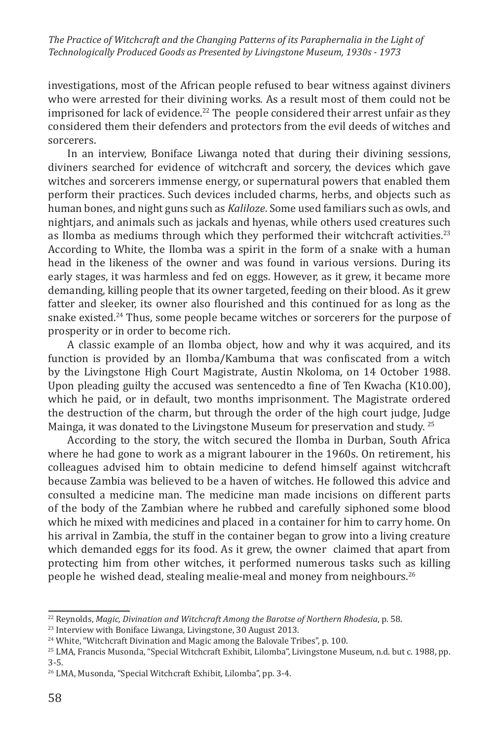investigations, most of the African people refused to bear witness against diviners who were arrested for their divining works. As a result most of them could not be imprisoned for lack of evidence.[22] The people considered their arrest unfair as they considered them their defenders and protectors from the evil deeds of witches and sorcerers.

In an interview, Boniface Liwanga noted that during their divining sessions, diviners searched for evidence of witchcraft and sorcery, the devices which gave witches and sorcerers immense energy, or supernatural powers that enabled them perform their practices. Such devices included charms, herbs, and objects such as human bones, and night guns such as *Kaliloze*. Some used familiars such as owls, and nightjars, and animals such as jackals and hyenas, while others used creatures such as Ilomba as mediums through which they performed their witchcraft activities.[23] According to White, the Ilomba was a spirit in the form of a snake with a human head in the likeness of the owner and was found in various versions. During its early stages, it was harmless and fed on eggs. However, as it grew, it became more demanding, killing people that its owner targeted, feeding on their blood. As it grew fatter and sleeker, its owner also flourished and this continued for as long as the snake existed.[24] Thus, some people became witches or sorcerers for the purpose of prosperity or in order to become rich.

A classic example of an Ilomba object, how and why it was acquired, and its function is provided by an Ilomba/Kambuma that was confiscated from a witch by the Livingstone High Court Magistrate, Austin Nkoloma, on 14 October 1988. Upon pleading guilty the accused was sentencedto a fine of Ten Kwacha (K10.00), which he paid, or in default, two months imprisonment. The Magistrate ordered the destruction of the charm, but through the order of the high court judge, Judge Mainga, it was donated to the Livingstone Museum for preservation and study. [25]

According to the story, the witch secured the Ilomba in Durban, South Africa where he had gone to work as a migrant labourer in the 1960s. On retirement, his colleagues advised him to obtain medicine to defend himself against witchcraft because Zambia was believed to be a haven of witches. He followed this advice and consulted a medicine man. The medicine man made incisions on different parts of the body of the Zambian where he rubbed and carefully siphoned some blood which he mixed with medicines and placed in a container for him to carry home. On his arrival in Zambia, the stuff in the container began to grow into a living creature which demanded eggs for its food. As it grew, the owner claimed that apart from protecting him from other witches, it performed numerous tasks such as killing people he wished dead, stealing mealie-meal and money from neighbours.[26]

---

[22] Reynolds, *Magic, Divination and Witchcraft Among the Barotse of Northern Rhodesia*, p. 58.

[23] Interview with Boniface Liwanga, Livingstone, 30 August 2013.

[24] White, "Witchcraft Divination and Magic among the Balovale Tribes", p. 100.

[25] LMA, Francis Musonda, "Special Witchcraft Exhibit, Lilomba", Livingstone Museum, n.d. but c. 1988, pp. 3-5.

[26] LMA, Musonda, "Special Witchcraft Exhibit, Lilomba", pp. 3-4.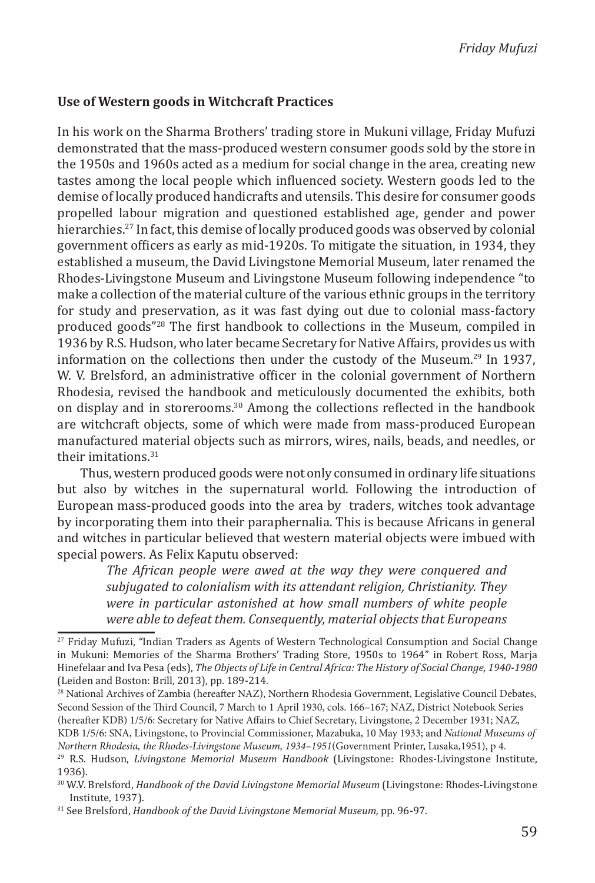**Use of Western goods in Witchcraft Practices**

In his work on the Sharma Brothers' trading store in Mukuni village, Friday Mufuzi demonstrated that the mass-produced western consumer goods sold by the store in the 1950s and 1960s acted as a medium for social change in the area, creating new tastes among the local people which influenced society. Western goods led to the demise of locally produced handicrafts and utensils. This desire for consumer goods propelled labour migration and questioned established age, gender and power hierarchies.[27] In fact, this demise of locally produced goods was observed by colonial government officers as early as mid-1920s. To mitigate the situation, in 1934, they established a museum, the David Livingstone Memorial Museum, later renamed the Rhodes-Livingstone Museum and Livingstone Museum following independence "to make a collection of the material culture of the various ethnic groups in the territory for study and preservation, as it was fast dying out due to colonial mass-factory produced goods"[28] The first handbook to collections in the Museum, compiled in 1936 by R.S. Hudson, who later became Secretary for Native Affairs, provides us with information on the collections then under the custody of the Museum.[29] In 1937, W. V. Brelsford, an administrative officer in the colonial government of Northern Rhodesia, revised the handbook and meticulously documented the exhibits, both on display and in storerooms.[30] Among the collections reflected in the handbook are witchcraft objects, some of which were made from mass-produced European manufactured material objects such as mirrors, wires, nails, beads, and needles, or their imitations.[31]

Thus, western produced goods were not only consumed in ordinary life situations but also by witches in the supernatural world. Following the introduction of European mass-produced goods into the area by traders, witches took advantage by incorporating them into their paraphernalia. This is because Africans in general and witches in particular believed that western material objects were imbued with special powers. As Felix Kaputu observed:

> *The African people were awed at the way they were conquered and subjugated to colonialism with its attendant religion, Christianity. They were in particular astonished at how small numbers of white people were able to defeat them. Consequently, material objects that Europeans*

---

[27] Friday Mufuzi, "Indian Traders as Agents of Western Technological Consumption and Social Change in Mukuni: Memories of the Sharma Brothers' Trading Store, 1950s to 1964" in Robert Ross, Marja Hinefelaar and Iva Pesa (eds), *The Objects of Life in Central Africa: The History of Social Change, 1940-1980* (Leiden and Boston: Brill, 2013), pp. 189-214.

[28] National Archives of Zambia (hereafter NAZ), Northern Rhodesia Government, Legislative Council Debates, Second Session of the Third Council, 7 March to 1 April 1930, cols. 166–167; NAZ, District Notebook Series (hereafter KDB) 1/5/6: Secretary for Native Affairs to Chief Secretary, Livingstone, 2 December 1931; NAZ, KDB 1/5/6: SNA, Livingstone, to Provincial Commissioner, Mazabuka, 10 May 1933; and *National Museums of Northern Rhodesia, the Rhodes-Livingstone Museum, 1934–1951*(Government Printer, Lusaka,1951), p 4.

[29] R.S. Hudson, *Livingstone Memorial Museum Handbook* (Livingstone: Rhodes-Livingstone Institute, 1936).

[30] W.V. Brelsford, *Handbook of the David Livingstone Memorial Museum* (Livingstone: Rhodes-Livingstone Institute, 1937).

[31] See Brelsford, *Handbook of the David Livingstone Memorial Museum,* pp. 96-97.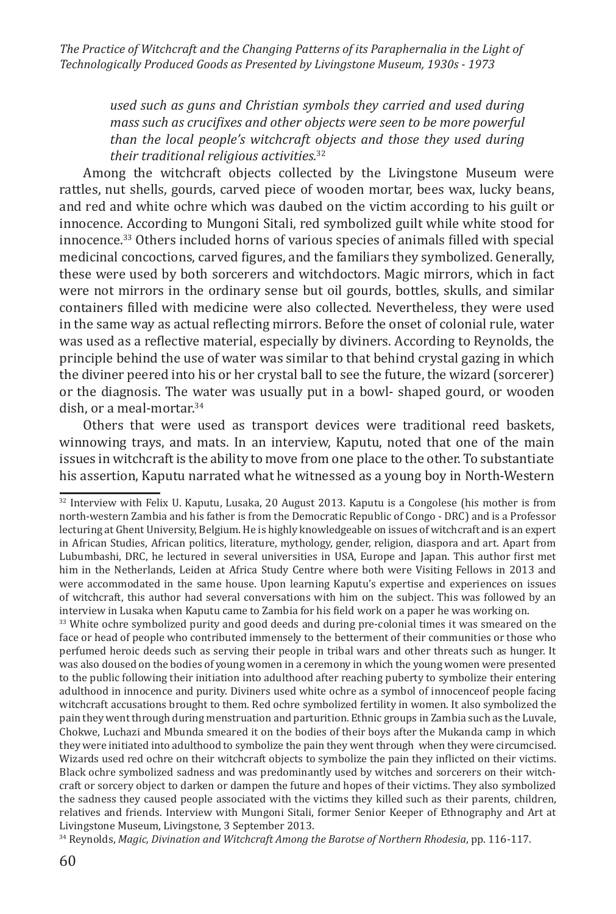*used such as guns and Christian symbols they carried and used during mass such as crucifixes and other objects were seen to be more powerful than the local people's witchcraft objects and those they used during their traditional religious activities.*[32]

Among the witchcraft objects collected by the Livingstone Museum were rattles, nut shells, gourds, carved piece of wooden mortar, bees wax, lucky beans, and red and white ochre which was daubed on the victim according to his guilt or innocence. According to Mungoni Sitali, red symbolized guilt while white stood for innocence.[33] Others included horns of various species of animals filled with special medicinal concoctions, carved figures, and the familiars they symbolized. Generally, these were used by both sorcerers and witchdoctors. Magic mirrors, which in fact were not mirrors in the ordinary sense but oil gourds, bottles, skulls, and similar containers filled with medicine were also collected. Nevertheless, they were used in the same way as actual reflecting mirrors. Before the onset of colonial rule, water was used as a reflective material, especially by diviners. According to Reynolds, the principle behind the use of water was similar to that behind crystal gazing in which the diviner peered into his or her crystal ball to see the future, the wizard (sorcerer) or the diagnosis. The water was usually put in a bowl- shaped gourd, or wooden dish, or a meal-mortar.[34]

Others that were used as transport devices were traditional reed baskets, winnowing trays, and mats. In an interview, Kaputu, noted that one of the main issues in witchcraft is the ability to move from one place to the other. To substantiate his assertion, Kaputu narrated what he witnessed as a young boy in North-Western

---

[32] Interview with Felix U. Kaputu, Lusaka, 20 August 2013. Kaputu is a Congolese (his mother is from north-western Zambia and his father is from the Democratic Republic of Congo - DRC) and is a Professor lecturing at Ghent University, Belgium. He is highly knowledgeable on issues of witchcraft and is an expert in African Studies, African politics, literature, mythology, gender, religion, diaspora and art. Apart from Lubumbashi, DRC, he lectured in several universities in USA, Europe and Japan. This author first met him in the Netherlands, Leiden at Africa Study Centre where both were Visiting Fellows in 2013 and were accommodated in the same house. Upon learning Kaputu's expertise and experiences on issues of witchcraft, this author had several conversations with him on the subject. This was followed by an interview in Lusaka when Kaputu came to Zambia for his field work on a paper he was working on.

[33] White ochre symbolized purity and good deeds and during pre-colonial times it was smeared on the face or head of people who contributed immensely to the betterment of their communities or those who perfumed heroic deeds such as serving their people in tribal wars and other threats such as hunger. It was also doused on the bodies of young women in a ceremony in which the young women were presented to the public following their initiation into adulthood after reaching puberty to symbolize their entering adulthood in innocence and purity. Diviners used white ochre as a symbol of innocenceof people facing witchcraft accusations brought to them. Red ochre symbolized fertility in women. It also symbolized the pain they went through during menstruation and parturition. Ethnic groups in Zambia such as the Luvale, Chokwe, Luchazi and Mbunda smeared it on the bodies of their boys after the Mukanda camp in which they were initiated into adulthood to symbolize the pain they went through when they were circumcised. Wizards used red ochre on their witchcraft objects to symbolize the pain they inflicted on their victims. Black ochre symbolized sadness and was predominantly used by witches and sorcerers on their witchcraft or sorcery object to darken or dampen the future and hopes of their victims. They also symbolized the sadness they caused people associated with the victims they killed such as their parents, children, relatives and friends. Interview with Mungoni Sitali, former Senior Keeper of Ethnography and Art at Livingstone Museum, Livingstone, 3 September 2013.

[34] Reynolds, *Magic, Divination and Witchcraft Among the Barotse of Northern Rhodesia*, pp. 116-117.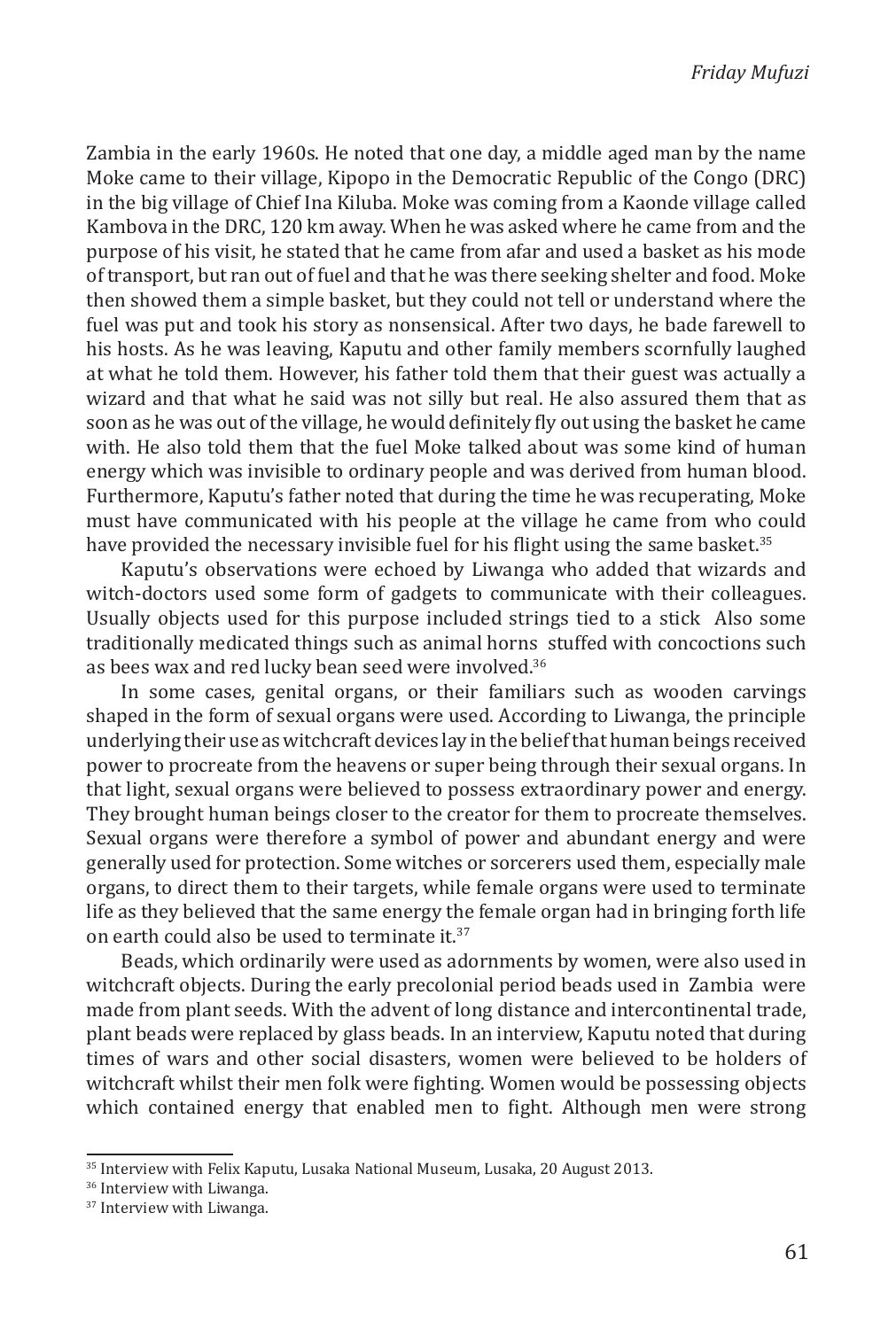Zambia in the early 1960s. He noted that one day, a middle aged man by the name Moke came to their village, Kipopo in the Democratic Republic of the Congo (DRC) in the big village of Chief Ina Kiluba. Moke was coming from a Kaonde village called Kambova in the DRC, 120 km away. When he was asked where he came from and the purpose of his visit, he stated that he came from afar and used a basket as his mode of transport, but ran out of fuel and that he was there seeking shelter and food. Moke then showed them a simple basket, but they could not tell or understand where the fuel was put and took his story as nonsensical. After two days, he bade farewell to his hosts. As he was leaving, Kaputu and other family members scornfully laughed at what he told them. However, his father told them that their guest was actually a wizard and that what he said was not silly but real. He also assured them that as soon as he was out of the village, he would definitely fly out using the basket he came with. He also told them that the fuel Moke talked about was some kind of human energy which was invisible to ordinary people and was derived from human blood. Furthermore, Kaputu's father noted that during the time he was recuperating, Moke must have communicated with his people at the village he came from who could have provided the necessary invisible fuel for his flight using the same basket.[35]

Kaputu's observations were echoed by Liwanga who added that wizards and witch-doctors used some form of gadgets to communicate with their colleagues. Usually objects used for this purpose included strings tied to a stick Also some traditionally medicated things such as animal horns stuffed with concoctions such as bees wax and red lucky bean seed were involved.[36]

In some cases, genital organs, or their familiars such as wooden carvings shaped in the form of sexual organs were used. According to Liwanga, the principle underlying their use as witchcraft devices lay in the belief that human beings received power to procreate from the heavens or super being through their sexual organs. In that light, sexual organs were believed to possess extraordinary power and energy. They brought human beings closer to the creator for them to procreate themselves. Sexual organs were therefore a symbol of power and abundant energy and were generally used for protection. Some witches or sorcerers used them, especially male organs, to direct them to their targets, while female organs were used to terminate life as they believed that the same energy the female organ had in bringing forth life on earth could also be used to terminate it.[37]

Beads, which ordinarily were used as adornments by women, were also used in witchcraft objects. During the early precolonial period beads used in Zambia were made from plant seeds. With the advent of long distance and intercontinental trade, plant beads were replaced by glass beads. In an interview, Kaputu noted that during times of wars and other social disasters, women were believed to be holders of witchcraft whilst their men folk were fighting. Women would be possessing objects which contained energy that enabled men to fight. Although men were strong

---

[35] Interview with Felix Kaputu, Lusaka National Museum, Lusaka, 20 August 2013.

[36] Interview with Liwanga.

[37] Interview with Liwanga.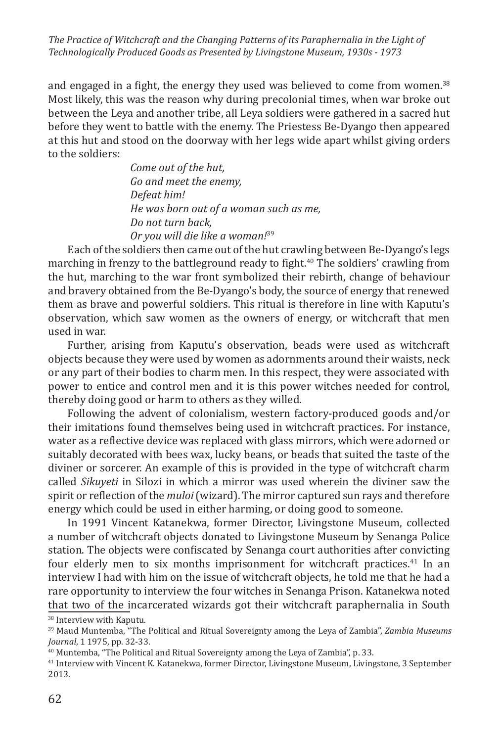and engaged in a fight, the energy they used was believed to come from women.[38] Most likely, this was the reason why during precolonial times, when war broke out between the Leya and another tribe, all Leya soldiers were gathered in a sacred hut before they went to battle with the enemy. The Priestess Be-Dyango then appeared at this hut and stood on the doorway with her legs wide apart whilst giving orders to the soldiers:

> *Come out of the hut,*
> *Go and meet the enemy,*
> *Defeat him!*
> *He was born out of a woman such as me,*
> *Do not turn back,*
> *Or you will die like a woman!*[39]

Each of the soldiers then came out of the hut crawling between Be-Dyango's legs marching in frenzy to the battleground ready to fight.[40] The soldiers' crawling from the hut, marching to the war front symbolized their rebirth, change of behaviour and bravery obtained from the Be-Dyango's body, the source of energy that renewed them as brave and powerful soldiers. This ritual is therefore in line with Kaputu's observation, which saw women as the owners of energy, or witchcraft that men used in war.

Further, arising from Kaputu's observation, beads were used as witchcraft objects because they were used by women as adornments around their waists, neck or any part of their bodies to charm men. In this respect, they were associated with power to entice and control men and it is this power witches needed for control, thereby doing good or harm to others as they willed.

Following the advent of colonialism, western factory-produced goods and/or their imitations found themselves being used in witchcraft practices. For instance, water as a reflective device was replaced with glass mirrors, which were adorned or suitably decorated with bees wax, lucky beans, or beads that suited the taste of the diviner or sorcerer. An example of this is provided in the type of witchcraft charm called *Sikuyeti* in Silozi in which a mirror was used wherein the diviner saw the spirit or reflection of the *muloi* (wizard). The mirror captured sun rays and therefore energy which could be used in either harming, or doing good to someone.

In 1991 Vincent Katanekwa, former Director, Livingstone Museum, collected a number of witchcraft objects donated to Livingstone Museum by Senanga Police station. The objects were confiscated by Senanga court authorities after convicting four elderly men to six months imprisonment for witchcraft practices.[41] In an interview I had with him on the issue of witchcraft objects, he told me that he had a rare opportunity to interview the four witches in Senanga Prison. Katanekwa noted that two of the incarcerated wizards got their witchcraft paraphernalia in South

---

[38] Interview with Kaputu.

[39] Maud Muntemba, "The Political and Ritual Sovereignty among the Leya of Zambia", *Zambia Museums Journal*, 1 1975, pp. 32-33.

[40] Muntemba, "The Political and Ritual Sovereignty among the Leya of Zambia", p. 33.

[41] Interview with Vincent K. Katanekwa, former Director, Livingstone Museum, Livingstone, 3 September 2013.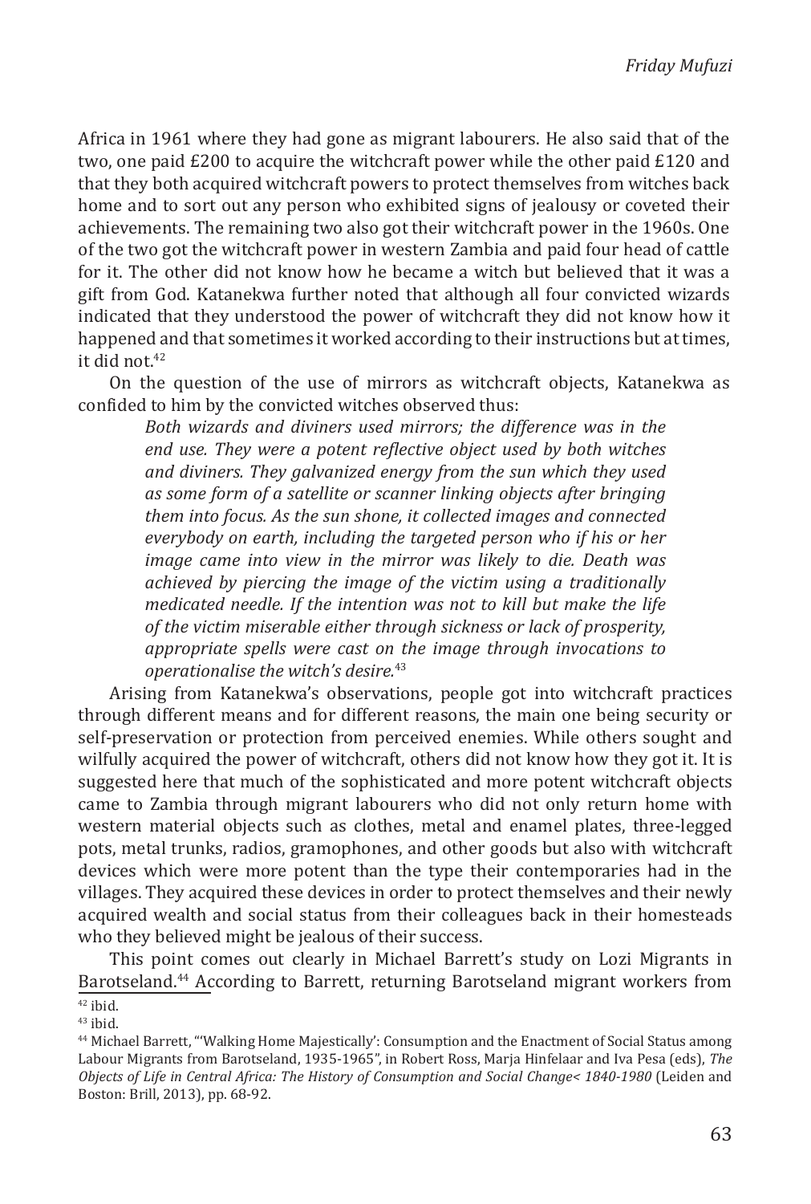Africa in 1961 where they had gone as migrant labourers. He also said that of the two, one paid £200 to acquire the witchcraft power while the other paid £120 and that they both acquired witchcraft powers to protect themselves from witches back home and to sort out any person who exhibited signs of jealousy or coveted their achievements. The remaining two also got their witchcraft power in the 1960s. One of the two got the witchcraft power in western Zambia and paid four head of cattle for it. The other did not know how he became a witch but believed that it was a gift from God. Katanekwa further noted that although all four convicted wizards indicated that they understood the power of witchcraft they did not know how it happened and that sometimes it worked according to their instructions but at times, it did not.[42]

On the question of the use of mirrors as witchcraft objects, Katanekwa as confided to him by the convicted witches observed thus:

> *Both wizards and diviners used mirrors; the difference was in the end use. They were a potent reflective object used by both witches and diviners. They galvanized energy from the sun which they used as some form of a satellite or scanner linking objects after bringing them into focus. As the sun shone, it collected images and connected everybody on earth, including the targeted person who if his or her image came into view in the mirror was likely to die. Death was achieved by piercing the image of the victim using a traditionally medicated needle. If the intention was not to kill but make the life of the victim miserable either through sickness or lack of prosperity, appropriate spells were cast on the image through invocations to operationalise the witch's desire.*[43]

Arising from Katanekwa's observations, people got into witchcraft practices through different means and for different reasons, the main one being security or self-preservation or protection from perceived enemies. While others sought and wilfully acquired the power of witchcraft, others did not know how they got it. It is suggested here that much of the sophisticated and more potent witchcraft objects came to Zambia through migrant labourers who did not only return home with western material objects such as clothes, metal and enamel plates, three-legged pots, metal trunks, radios, gramophones, and other goods but also with witchcraft devices which were more potent than the type their contemporaries had in the villages. They acquired these devices in order to protect themselves and their newly acquired wealth and social status from their colleagues back in their homesteads who they believed might be jealous of their success.

This point comes out clearly in Michael Barrett's study on Lozi Migrants in Barotseland.[44] According to Barrett, returning Barotseland migrant workers from

---

[42] ibid.

[43] ibid.

[44] Michael Barrett, "'Walking Home Majestically': Consumption and the Enactment of Social Status among Labour Migrants from Barotseland, 1935-1965", in Robert Ross, Marja Hinfelaar and Iva Pesa (eds), *The Objects of Life in Central Africa: The History of Consumption and Social Change< 1840-1980* (Leiden and Boston: Brill, 2013), pp. 68-92.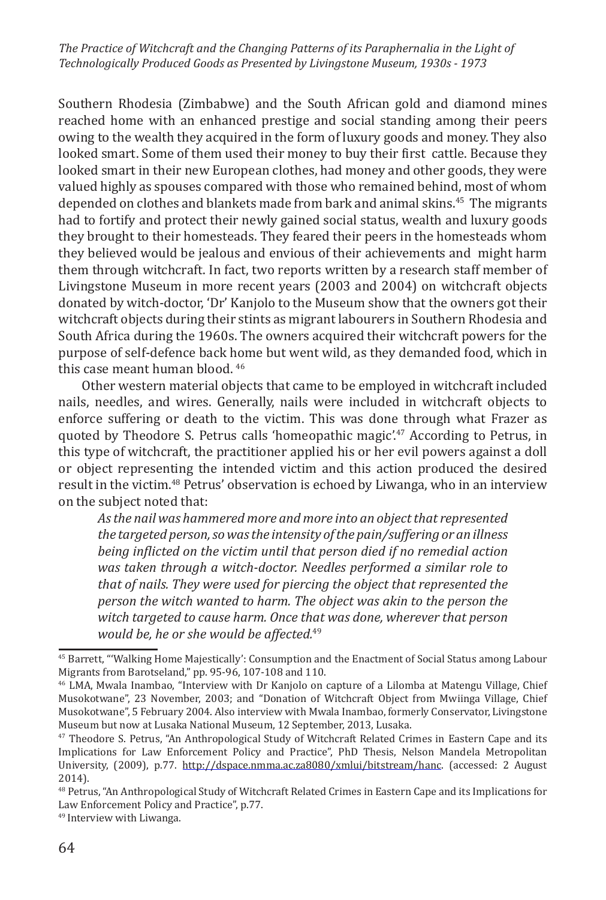Southern Rhodesia (Zimbabwe) and the South African gold and diamond mines reached home with an enhanced prestige and social standing among their peers owing to the wealth they acquired in the form of luxury goods and money. They also looked smart. Some of them used their money to buy their first cattle. Because they looked smart in their new European clothes, had money and other goods, they were valued highly as spouses compared with those who remained behind, most of whom depended on clothes and blankets made from bark and animal skins.[45] The migrants had to fortify and protect their newly gained social status, wealth and luxury goods they brought to their homesteads. They feared their peers in the homesteads whom they believed would be jealous and envious of their achievements and might harm them through witchcraft. In fact, two reports written by a research staff member of Livingstone Museum in more recent years (2003 and 2004) on witchcraft objects donated by witch-doctor, 'Dr' Kanjolo to the Museum show that the owners got their witchcraft objects during their stints as migrant labourers in Southern Rhodesia and South Africa during the 1960s. The owners acquired their witchcraft powers for the purpose of self-defence back home but went wild, as they demanded food, which in this case meant human blood.[46]

Other western material objects that came to be employed in witchcraft included nails, needles, and wires. Generally, nails were included in witchcraft objects to enforce suffering or death to the victim. This was done through what Frazer as quoted by Theodore S. Petrus calls 'homeopathic magic'.[47] According to Petrus, in this type of witchcraft, the practitioner applied his or her evil powers against a doll or object representing the intended victim and this action produced the desired result in the victim.[48] Petrus' observation is echoed by Liwanga, who in an interview on the subject noted that:

> *As the nail was hammered more and more into an object that represented the targeted person, so was the intensity of the pain/suffering or an illness being inflicted on the victim until that person died if no remedial action was taken through a witch-doctor. Needles performed a similar role to that of nails. They were used for piercing the object that represented the person the witch wanted to harm. The object was akin to the person the witch targeted to cause harm. Once that was done, wherever that person would be, he or she would be affected.*[49]

---

[45] Barrett, "'Walking Home Majestically': Consumption and the Enactment of Social Status among Labour Migrants from Barotseland," pp. 95-96, 107-108 and 110.

[46] LMA, Mwala Inambao, "Interview with Dr Kanjolo on capture of a Lilomba at Matengu Village, Chief Musokotwane", 23 November, 2003; and "Donation of Witchcraft Object from Mwiinga Village, Chief Musokotwane", 5 February 2004. Also interview with Mwala Inambao, formerly Conservator, Livingstone Museum but now at Lusaka National Museum, 12 September, 2013, Lusaka.

[47] Theodore S. Petrus, "An Anthropological Study of Witchcraft Related Crimes in Eastern Cape and its Implications for Law Enforcement Policy and Practice", PhD Thesis, Nelson Mandela Metropolitan University, (2009), p.77. http://dspace.nmma.ac.za8080/xmlui/bitstream/hanc. (accessed: 2 August 2014).

[48] Petrus, "An Anthropological Study of Witchcraft Related Crimes in Eastern Cape and its Implications for Law Enforcement Policy and Practice", p.77.

[49] Interview with Liwanga.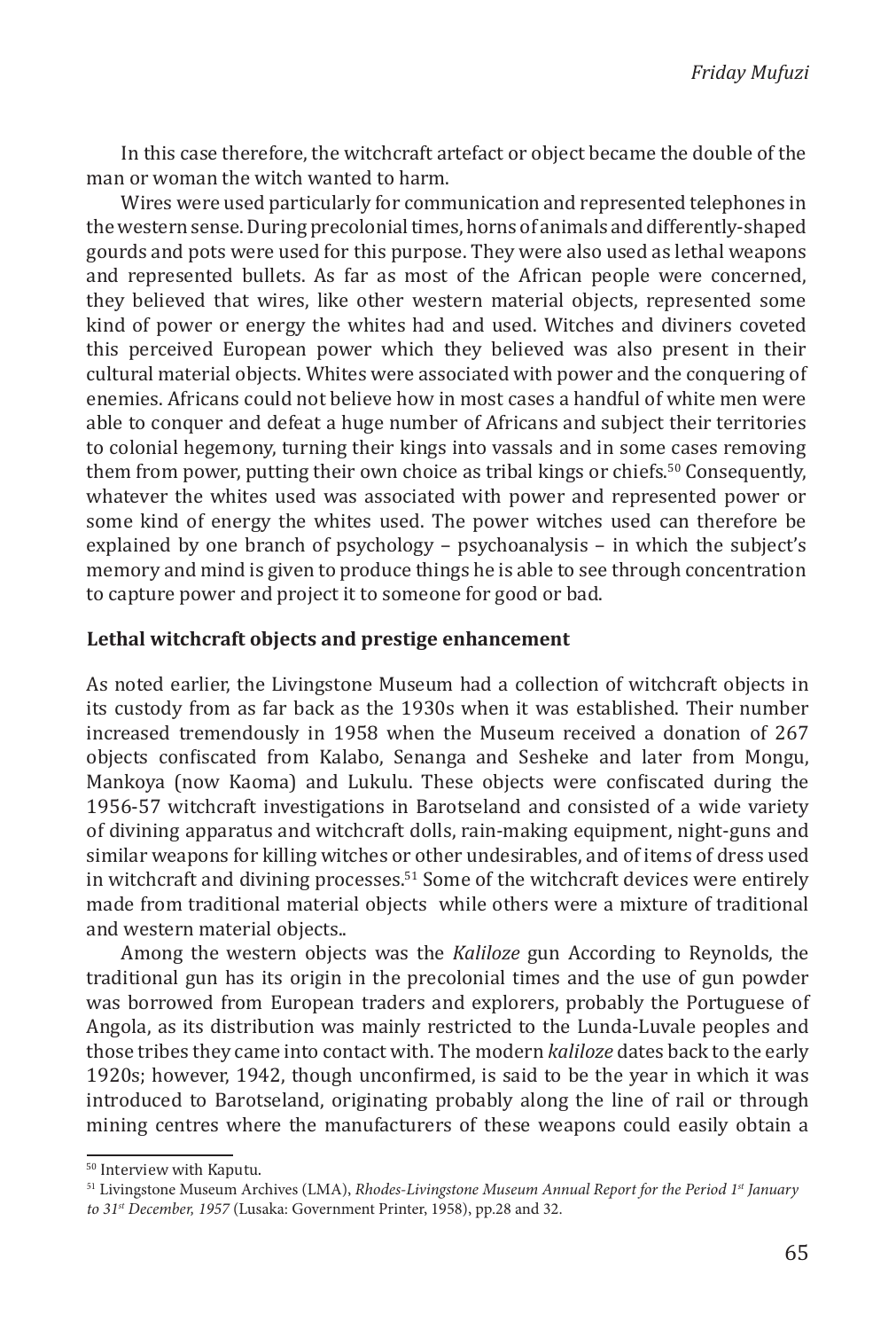In this case therefore, the witchcraft artefact or object became the double of the man or woman the witch wanted to harm.

Wires were used particularly for communication and represented telephones in the western sense. During precolonial times, horns of animals and differently-shaped gourds and pots were used for this purpose. They were also used as lethal weapons and represented bullets. As far as most of the African people were concerned, they believed that wires, like other western material objects, represented some kind of power or energy the whites had and used. Witches and diviners coveted this perceived European power which they believed was also present in their cultural material objects. Whites were associated with power and the conquering of enemies. Africans could not believe how in most cases a handful of white men were able to conquer and defeat a huge number of Africans and subject their territories to colonial hegemony, turning their kings into vassals and in some cases removing them from power, putting their own choice as tribal kings or chiefs.[50] Consequently, whatever the whites used was associated with power and represented power or some kind of energy the whites used. The power witches used can therefore be explained by one branch of psychology – psychoanalysis – in which the subject's memory and mind is given to produce things he is able to see through concentration to capture power and project it to someone for good or bad.

**Lethal witchcraft objects and prestige enhancement**

As noted earlier, the Livingstone Museum had a collection of witchcraft objects in its custody from as far back as the 1930s when it was established. Their number increased tremendously in 1958 when the Museum received a donation of 267 objects confiscated from Kalabo, Senanga and Sesheke and later from Mongu, Mankoya (now Kaoma) and Lukulu. These objects were confiscated during the 1956-57 witchcraft investigations in Barotseland and consisted of a wide variety of divining apparatus and witchcraft dolls, rain-making equipment, night-guns and similar weapons for killing witches or other undesirables, and of items of dress used in witchcraft and divining processes.[51] Some of the witchcraft devices were entirely made from traditional material objects while others were a mixture of traditional and western material objects..

Among the western objects was the *Kaliloze* gun According to Reynolds, the traditional gun has its origin in the precolonial times and the use of gun powder was borrowed from European traders and explorers, probably the Portuguese of Angola, as its distribution was mainly restricted to the Lunda-Luvale peoples and those tribes they came into contact with. The modern *kaliloze* dates back to the early 1920s; however, 1942, though unconfirmed, is said to be the year in which it was introduced to Barotseland, originating probably along the line of rail or through mining centres where the manufacturers of these weapons could easily obtain a

---

[50] Interview with Kaputu.

[51] Livingstone Museum Archives (LMA), *Rhodes-Livingstone Museum Annual Report for the Period 1st January to 31st December, 1957* (Lusaka: Government Printer, 1958), pp.28 and 32.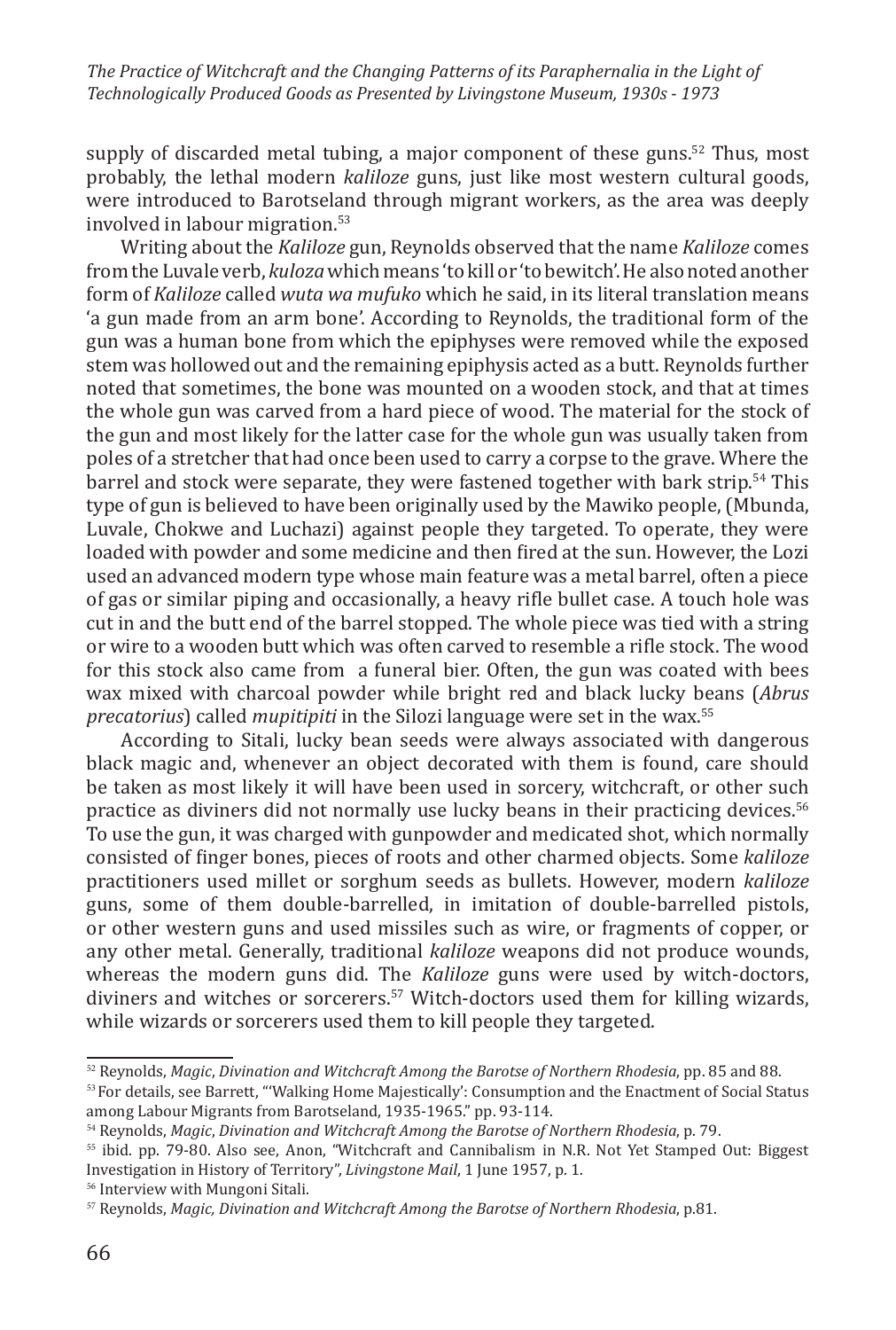supply of discarded metal tubing, a major component of these guns.[52] Thus, most probably, the lethal modern *kaliloze* guns, just like most western cultural goods, were introduced to Barotseland through migrant workers, as the area was deeply involved in labour migration.[53]

Writing about the *Kaliloze* gun, Reynolds observed that the name *Kaliloze* comes from the Luvale verb, *kuloza* which means 'to kill or 'to bewitch'. He also noted another form of *Kaliloze* called *wuta wa mufuko* which he said, in its literal translation means 'a gun made from an arm bone'. According to Reynolds, the traditional form of the gun was a human bone from which the epiphyses were removed while the exposed stem was hollowed out and the remaining epiphysis acted as a butt. Reynolds further noted that sometimes, the bone was mounted on a wooden stock, and that at times the whole gun was carved from a hard piece of wood. The material for the stock of the gun and most likely for the latter case for the whole gun was usually taken from poles of a stretcher that had once been used to carry a corpse to the grave. Where the barrel and stock were separate, they were fastened together with bark strip.[54] This type of gun is believed to have been originally used by the Mawiko people, (Mbunda, Luvale, Chokwe and Luchazi) against people they targeted. To operate, they were loaded with powder and some medicine and then fired at the sun. However, the Lozi used an advanced modern type whose main feature was a metal barrel, often a piece of gas or similar piping and occasionally, a heavy rifle bullet case. A touch hole was cut in and the butt end of the barrel stopped. The whole piece was tied with a string or wire to a wooden butt which was often carved to resemble a rifle stock. The wood for this stock also came from a funeral bier. Often, the gun was coated with bees wax mixed with charcoal powder while bright red and black lucky beans (*Abrus precatorius*) called *mupitipiti* in the Silozi language were set in the wax.[55]

According to Sitali, lucky bean seeds were always associated with dangerous black magic and, whenever an object decorated with them is found, care should be taken as most likely it will have been used in sorcery, witchcraft, or other such practice as diviners did not normally use lucky beans in their practicing devices.[56] To use the gun, it was charged with gunpowder and medicated shot, which normally consisted of finger bones, pieces of roots and other charmed objects. Some *kaliloze* practitioners used millet or sorghum seeds as bullets. However, modern *kaliloze* guns, some of them double-barrelled, in imitation of double-barrelled pistols, or other western guns and used missiles such as wire, or fragments of copper, or any other metal. Generally, traditional *kaliloze* weapons did not produce wounds, whereas the modern guns did. The *Kaliloze* guns were used by witch-doctors, diviners and witches or sorcerers.[57] Witch-doctors used them for killing wizards, while wizards or sorcerers used them to kill people they targeted.

---

[52] Reynolds, *Magic, Divination and Witchcraft Among the Barotse of Northern Rhodesia*, pp. 85 and 88.

[53] For details, see Barrett, "'Walking Home Majestically': Consumption and the Enactment of Social Status among Labour Migrants from Barotseland, 1935-1965." pp. 93-114.

[54] Reynolds, *Magic, Divination and Witchcraft Among the Barotse of Northern Rhodesia*, p. 79.

[55] ibid. pp. 79-80. Also see, Anon, "Witchcraft and Cannibalism in N.R. Not Yet Stamped Out: Biggest Investigation in History of Territory", *Livingstone Mail*, 1 June 1957, p. 1.

[56] Interview with Mungoni Sitali.

[57] Reynolds, *Magic, Divination and Witchcraft Among the Barotse of Northern Rhodesia*, p.81.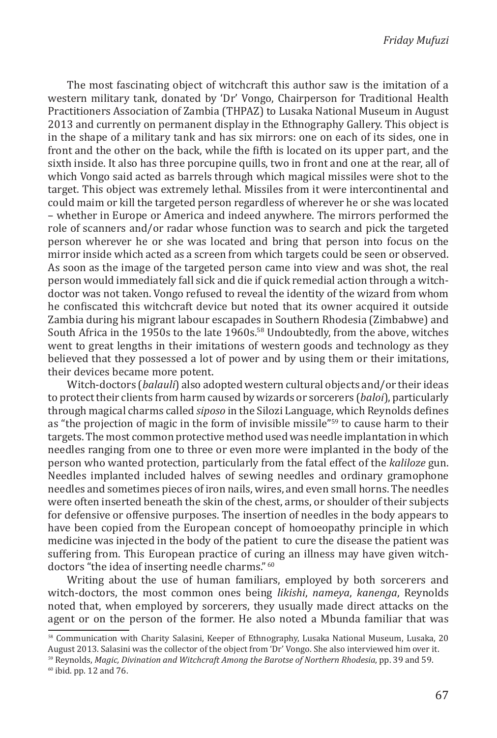The most fascinating object of witchcraft this author saw is the imitation of a western military tank, donated by 'Dr' Vongo, Chairperson for Traditional Health Practitioners Association of Zambia (THPAZ) to Lusaka National Museum in August 2013 and currently on permanent display in the Ethnography Gallery. This object is in the shape of a military tank and has six mirrors: one on each of its sides, one in front and the other on the back, while the fifth is located on its upper part, and the sixth inside. It also has three porcupine quills, two in front and one at the rear, all of which Vongo said acted as barrels through which magical missiles were shot to the target. This object was extremely lethal. Missiles from it were intercontinental and could maim or kill the targeted person regardless of wherever he or she was located – whether in Europe or America and indeed anywhere. The mirrors performed the role of scanners and/or radar whose function was to search and pick the targeted person wherever he or she was located and bring that person into focus on the mirror inside which acted as a screen from which targets could be seen or observed. As soon as the image of the targeted person came into view and was shot, the real person would immediately fall sick and die if quick remedial action through a witch-doctor was not taken. Vongo refused to reveal the identity of the wizard from whom he confiscated this witchcraft device but noted that its owner acquired it outside Zambia during his migrant labour escapades in Southern Rhodesia (Zimbabwe) and South Africa in the 1950s to the late 1960s.[58] Undoubtedly, from the above, witches went to great lengths in their imitations of western goods and technology as they believed that they possessed a lot of power and by using them or their imitations, their devices became more potent.

Witch-doctors (*balauli*) also adopted western cultural objects and/or their ideas to protect their clients from harm caused by wizards or sorcerers (*baloi*), particularly through magical charms called *siposo* in the Silozi Language, which Reynolds defines as "the projection of magic in the form of invisible missile"[59] to cause harm to their targets. The most common protective method used was needle implantation in which needles ranging from one to three or even more were implanted in the body of the person who wanted protection, particularly from the fatal effect of the *kaliloze* gun. Needles implanted included halves of sewing needles and ordinary gramophone needles and sometimes pieces of iron nails, wires, and even small horns. The needles were often inserted beneath the skin of the chest, arms, or shoulder of their subjects for defensive or offensive purposes. The insertion of needles in the body appears to have been copied from the European concept of homoeopathy principle in which medicine was injected in the body of the patient to cure the disease the patient was suffering from. This European practice of curing an illness may have given witch-doctors "the idea of inserting needle charms." [60]

Writing about the use of human familiars, employed by both sorcerers and witch-doctors, the most common ones being *likishi*, *nameya*, *kanenga*, Reynolds noted that, when employed by sorcerers, they usually made direct attacks on the agent or on the person of the former. He also noted a Mbunda familiar that was

[58] Communication with Charity Salasini, Keeper of Ethnography, Lusaka National Museum, Lusaka, 20 August 2013. Salasini was the collector of the object from 'Dr' Vongo. She also interviewed him over it.

[59] Reynolds, *Magic, Divination and Witchcraft Among the Barotse of Northern Rhodesia*, pp. 39 and 59.

[60] ibid. pp. 12 and 76.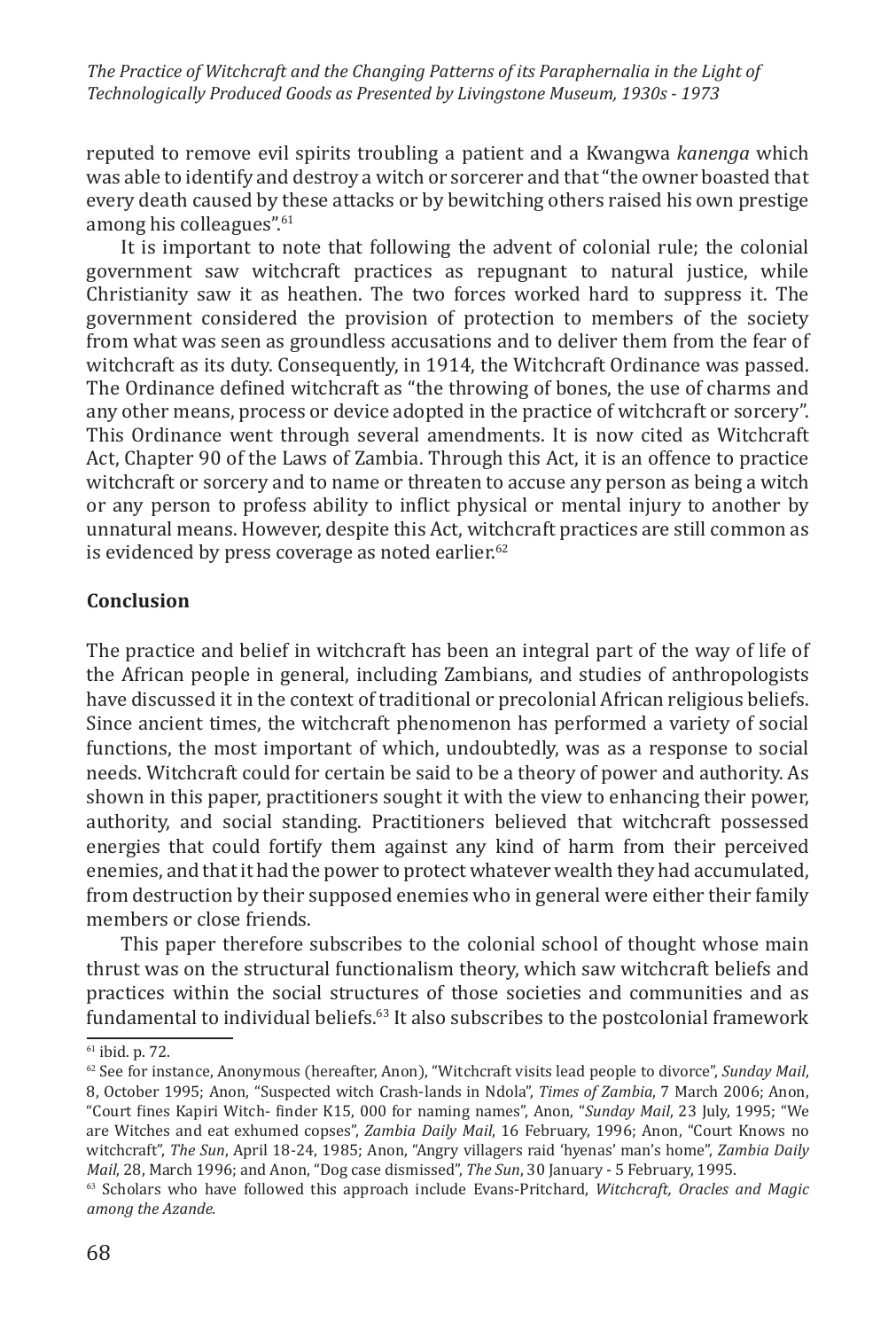reputed to remove evil spirits troubling a patient and a Kwangwa *kanenga* which was able to identify and destroy a witch or sorcerer and that "the owner boasted that every death caused by these attacks or by bewitching others raised his own prestige among his colleagues".[61]

It is important to note that following the advent of colonial rule; the colonial government saw witchcraft practices as repugnant to natural justice, while Christianity saw it as heathen. The two forces worked hard to suppress it. The government considered the provision of protection to members of the society from what was seen as groundless accusations and to deliver them from the fear of witchcraft as its duty. Consequently, in 1914, the Witchcraft Ordinance was passed. The Ordinance defined witchcraft as "the throwing of bones, the use of charms and any other means, process or device adopted in the practice of witchcraft or sorcery". This Ordinance went through several amendments. It is now cited as Witchcraft Act, Chapter 90 of the Laws of Zambia. Through this Act, it is an offence to practice witchcraft or sorcery and to name or threaten to accuse any person as being a witch or any person to profess ability to inflict physical or mental injury to another by unnatural means. However, despite this Act, witchcraft practices are still common as is evidenced by press coverage as noted earlier.[62]

## Conclusion

The practice and belief in witchcraft has been an integral part of the way of life of the African people in general, including Zambians, and studies of anthropologists have discussed it in the context of traditional or precolonial African religious beliefs. Since ancient times, the witchcraft phenomenon has performed a variety of social functions, the most important of which, undoubtedly, was as a response to social needs. Witchcraft could for certain be said to be a theory of power and authority. As shown in this paper, practitioners sought it with the view to enhancing their power, authority, and social standing. Practitioners believed that witchcraft possessed energies that could fortify them against any kind of harm from their perceived enemies, and that it had the power to protect whatever wealth they had accumulated, from destruction by their supposed enemies who in general were either their family members or close friends.

This paper therefore subscribes to the colonial school of thought whose main thrust was on the structural functionalism theory, which saw witchcraft beliefs and practices within the social structures of those societies and communities and as fundamental to individual beliefs.[63] It also subscribes to the postcolonial framework

---

[61] ibid. p. 72.

[62] See for instance, Anonymous (hereafter, Anon), "Witchcraft visits lead people to divorce", *Sunday Mail*, 8, October 1995; Anon, "Suspected witch Crash-lands in Ndola", *Times of Zambia*, 7 March 2006; Anon, "Court fines Kapiri Witch- finder K15, 000 for naming names", Anon, "*Sunday Mail*, 23 July, 1995; "We are Witches and eat exhumed copses", *Zambia Daily Mail*, 16 February, 1996; Anon, "Court Knows no witchcraft", *The Sun*, April 18-24, 1985; Anon, "Angry villagers raid 'hyenas' man's home", *Zambia Daily Mail*, 28, March 1996; and Anon, "Dog case dismissed", *The Sun*, 30 January - 5 February, 1995.

[63] Scholars who have followed this approach include Evans-Pritchard, *Witchcraft, Oracles and Magic among the Azande.*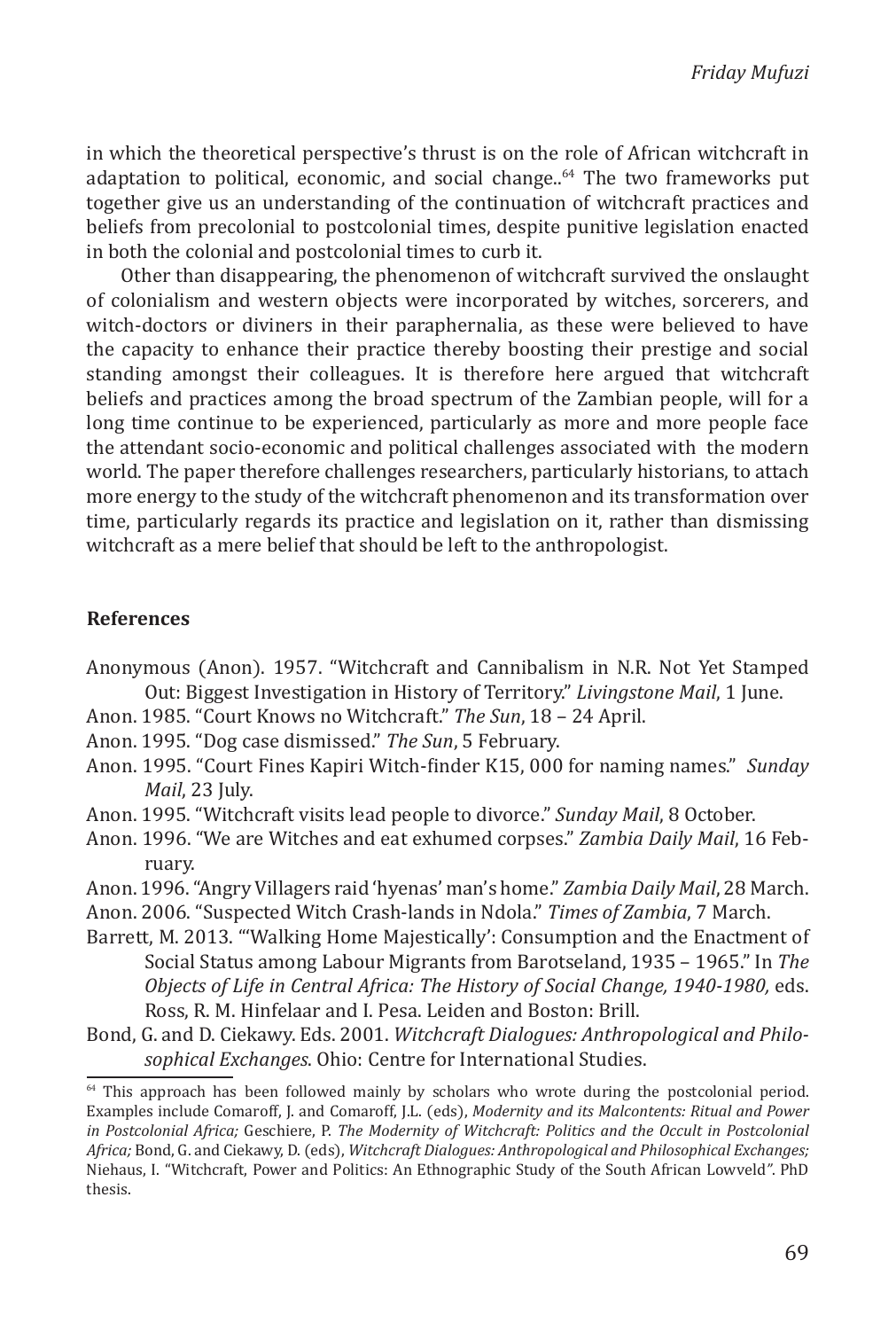in which the theoretical perspective's thrust is on the role of African witchcraft in adaptation to political, economic, and social change..[64] The two frameworks put together give us an understanding of the continuation of witchcraft practices and beliefs from precolonial to postcolonial times, despite punitive legislation enacted in both the colonial and postcolonial times to curb it.

Other than disappearing, the phenomenon of witchcraft survived the onslaught of colonialism and western objects were incorporated by witches, sorcerers, and witch-doctors or diviners in their paraphernalia, as these were believed to have the capacity to enhance their practice thereby boosting their prestige and social standing amongst their colleagues. It is therefore here argued that witchcraft beliefs and practices among the broad spectrum of the Zambian people, will for a long time continue to be experienced, particularly as more and more people face the attendant socio-economic and political challenges associated with the modern world. The paper therefore challenges researchers, particularly historians, to attach more energy to the study of the witchcraft phenomenon and its transformation over time, particularly regards its practice and legislation on it, rather than dismissing witchcraft as a mere belief that should be left to the anthropologist.

### References

Anonymous (Anon). 1957. "Witchcraft and Cannibalism in N.R. Not Yet Stamped Out: Biggest Investigation in History of Territory." *Livingstone Mail*, 1 June.

Anon. 1985. "Court Knows no Witchcraft." *The Sun*, 18 – 24 April.

Anon. 1995. "Dog case dismissed." *The Sun*, 5 February.

Anon. 1995. "Court Fines Kapiri Witch-finder K15, 000 for naming names." *Sunday Mail*, 23 July.

Anon. 1995. "Witchcraft visits lead people to divorce." *Sunday Mail*, 8 October.

Anon. 1996. "We are Witches and eat exhumed corpses." *Zambia Daily Mail*, 16 February.

Anon. 1996. "Angry Villagers raid 'hyenas' man's home." *Zambia Daily Mail*, 28 March.

Anon. 2006. "Suspected Witch Crash-lands in Ndola." *Times of Zambia*, 7 March.

Barrett, M. 2013. "'Walking Home Majestically': Consumption and the Enactment of Social Status among Labour Migrants from Barotseland, 1935 – 1965." In *The Objects of Life in Central Africa: The History of Social Change, 1940-1980,* eds. Ross, R. M. Hinfelaar and I. Pesa. Leiden and Boston: Brill.

Bond, G. and D. Ciekawy. Eds. 2001. *Witchcraft Dialogues: Anthropological and Philosophical Exchanges*. Ohio: Centre for International Studies.

---

[64] This approach has been followed mainly by scholars who wrote during the postcolonial period. Examples include Comaroff, J. and Comaroff, J.L. (eds), *Modernity and its Malcontents: Ritual and Power in Postcolonial Africa;* Geschiere, P. *The Modernity of Witchcraft: Politics and the Occult in Postcolonial Africa;* Bond, G. and Ciekawy, D. (eds), *Witchcraft Dialogues: Anthropological and Philosophical Exchanges;* Niehaus, I. "Witchcraft, Power and Politics: An Ethnographic Study of the South African Lowveld". PhD thesis.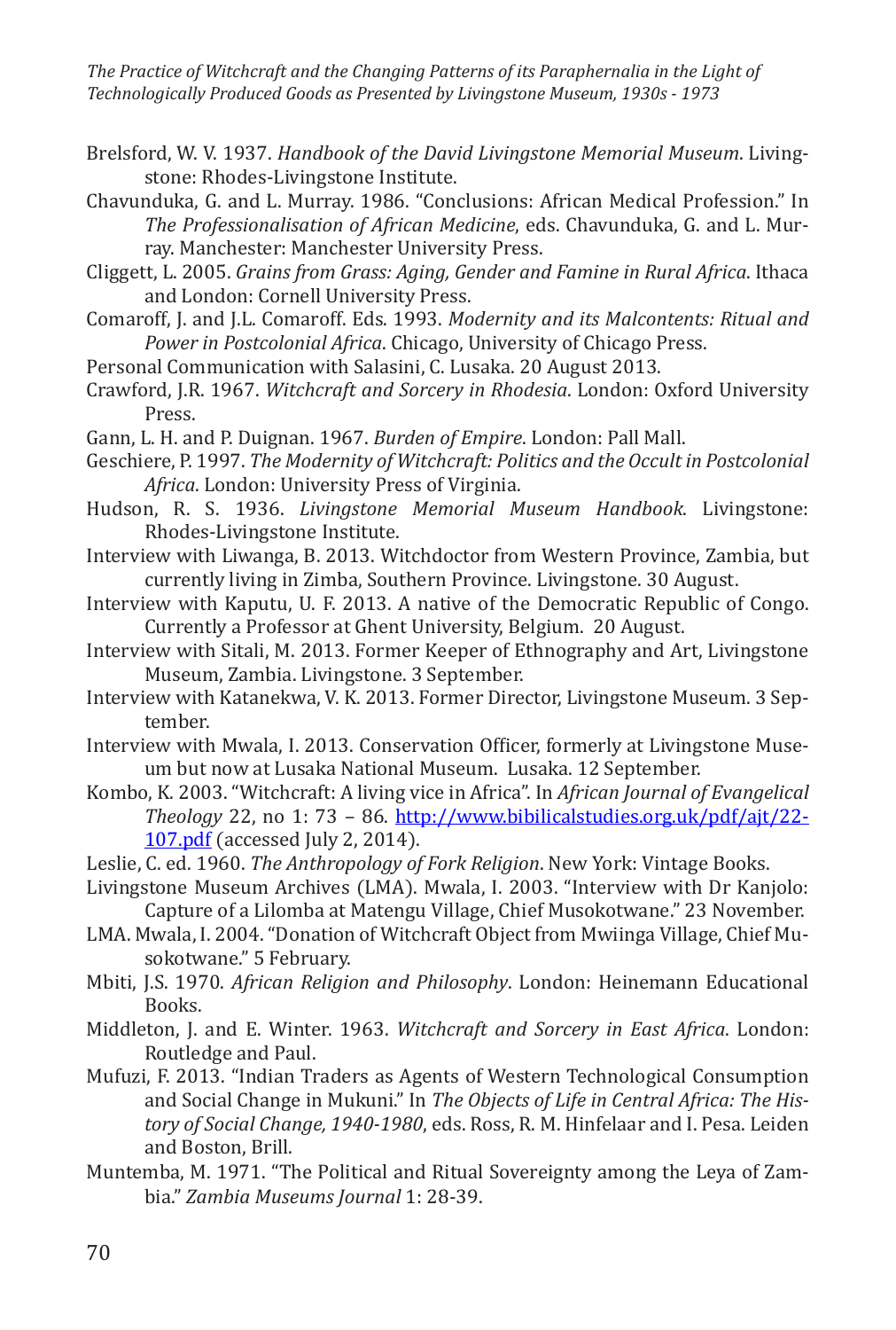Brelsford, W. V. 1937. *Handbook of the David Livingstone Memorial Museum*. Livingstone: Rhodes-Livingstone Institute.

Chavunduka, G. and L. Murray. 1986. "Conclusions: African Medical Profession." In *The Professionalisation of African Medicine*, eds. Chavunduka, G. and L. Murray. Manchester: Manchester University Press.

Cliggett, L. 2005. *Grains from Grass: Aging, Gender and Famine in Rural Africa*. Ithaca and London: Cornell University Press.

Comaroff, J. and J.L. Comaroff. Eds. 1993. *Modernity and its Malcontents: Ritual and Power in Postcolonial Africa*. Chicago, University of Chicago Press.

Personal Communication with Salasini, C. Lusaka. 20 August 2013.

Crawford, J.R. 1967. *Witchcraft and Sorcery in Rhodesia*. London: Oxford University Press.

Gann, L. H. and P. Duignan. 1967. *Burden of Empire*. London: Pall Mall.

Geschiere, P. 1997. *The Modernity of Witchcraft: Politics and the Occult in Postcolonial Africa*. London: University Press of Virginia.

Hudson, R. S. 1936. *Livingstone Memorial Museum Handbook*. Livingstone: Rhodes-Livingstone Institute.

Interview with Liwanga, B. 2013. Witchdoctor from Western Province, Zambia, but currently living in Zimba, Southern Province. Livingstone. 30 August.

Interview with Kaputu, U. F. 2013. A native of the Democratic Republic of Congo. Currently a Professor at Ghent University, Belgium. 20 August.

Interview with Sitali, M. 2013. Former Keeper of Ethnography and Art, Livingstone Museum, Zambia. Livingstone. 3 September.

Interview with Katanekwa, V. K. 2013. Former Director, Livingstone Museum. 3 September.

Interview with Mwala, I. 2013. Conservation Officer, formerly at Livingstone Museum but now at Lusaka National Museum. Lusaka. 12 September.

Kombo, K. 2003. "Witchcraft: A living vice in Africa". In *African Journal of Evangelical Theology* 22, no 1: 73 – 86. http://www.bibilicalstudies.org.uk/pdf/ajt/22-107.pdf (accessed July 2, 2014).

Leslie, C. ed. 1960. *The Anthropology of Fork Religion*. New York: Vintage Books.

Livingstone Museum Archives (LMA). Mwala, I. 2003. "Interview with Dr Kanjolo: Capture of a Lilomba at Matengu Village, Chief Musokotwane." 23 November.

LMA. Mwala, I. 2004. "Donation of Witchcraft Object from Mwiinga Village, Chief Musokotwane." 5 February.

Mbiti, J.S. 1970. *African Religion and Philosophy*. London: Heinemann Educational Books.

Middleton, J. and E. Winter. 1963. *Witchcraft and Sorcery in East Africa*. London: Routledge and Paul.

Mufuzi, F. 2013. "Indian Traders as Agents of Western Technological Consumption and Social Change in Mukuni." In *The Objects of Life in Central Africa: The History of Social Change, 1940-1980*, eds. Ross, R. M. Hinfelaar and I. Pesa. Leiden and Boston, Brill.

Muntemba, M. 1971. "The Political and Ritual Sovereignty among the Leya of Zambia." *Zambia Museums Journal* 1: 28-39.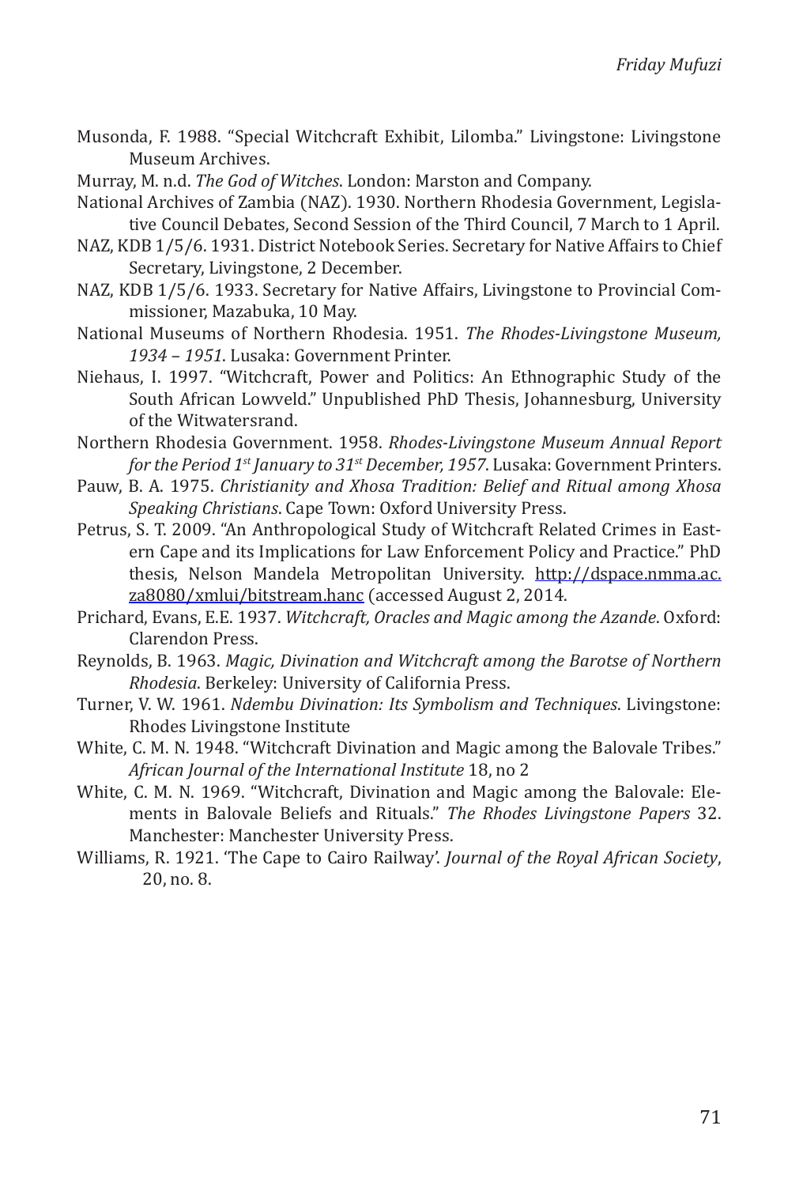Musonda, F. 1988. "Special Witchcraft Exhibit, Lilomba." Livingstone: Livingstone Museum Archives.

Murray, M. n.d. *The God of Witches*. London: Marston and Company.

National Archives of Zambia (NAZ). 1930. Northern Rhodesia Government, Legislative Council Debates, Second Session of the Third Council, 7 March to 1 April.

NAZ, KDB 1/5/6. 1931. District Notebook Series. Secretary for Native Affairs to Chief Secretary, Livingstone, 2 December.

NAZ, KDB 1/5/6. 1933. Secretary for Native Affairs, Livingstone to Provincial Commissioner, Mazabuka, 10 May.

National Museums of Northern Rhodesia. 1951. *The Rhodes-Livingstone Museum, 1934 – 1951*. Lusaka: Government Printer.

Niehaus, I. 1997. "Witchcraft, Power and Politics: An Ethnographic Study of the South African Lowveld." Unpublished PhD Thesis, Johannesburg, University of the Witwatersrand.

Northern Rhodesia Government. 1958. *Rhodes-Livingstone Museum Annual Report for the Period 1st January to 31st December, 1957*. Lusaka: Government Printers.

Pauw, B. A. 1975. *Christianity and Xhosa Tradition: Belief and Ritual among Xhosa Speaking Christians*. Cape Town: Oxford University Press.

Petrus, S. T. 2009. "An Anthropological Study of Witchcraft Related Crimes in Eastern Cape and its Implications for Law Enforcement Policy and Practice." PhD thesis, Nelson Mandela Metropolitan University. http://dspace.nmma.ac.za8080/xmlui/bitstream.hanc (accessed August 2, 2014.

Prichard, Evans, E.E. 1937. *Witchcraft, Oracles and Magic among the Azande*. Oxford: Clarendon Press.

Reynolds, B. 1963. *Magic, Divination and Witchcraft among the Barotse of Northern Rhodesia*. Berkeley: University of California Press.

Turner, V. W. 1961. *Ndembu Divination: Its Symbolism and Techniques*. Livingstone: Rhodes Livingstone Institute

White, C. M. N. 1948. "Witchcraft Divination and Magic among the Balovale Tribes." *African Journal of the International Institute* 18, no 2

White, C. M. N. 1969. "Witchcraft, Divination and Magic among the Balovale: Elements in Balovale Beliefs and Rituals." *The Rhodes Livingstone Papers* 32. Manchester: Manchester University Press.

Williams, R. 1921. 'The Cape to Cairo Railway'. *Journal of the Royal African Society*, 20, no. 8.